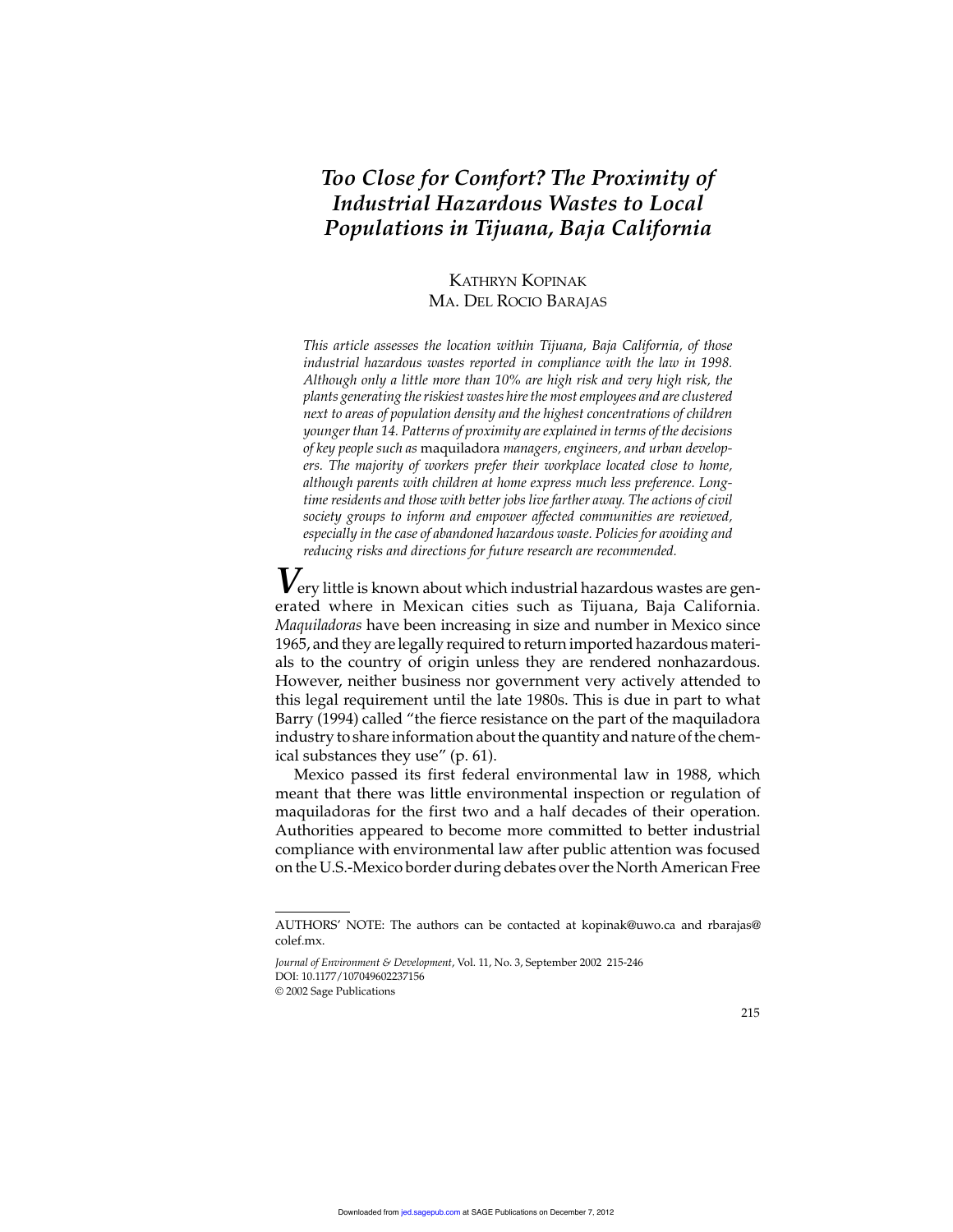# *Too Close for Comfort? The Proximity of Industrial Hazardous Wastes to Local Populations in Tijuana, Baja California*

KATHRYN KOPINAK
MA. DEL ROCIO BARAJAS

*This article assesses the location within Tijuana, Baja California, of those industrial hazardous wastes reported in compliance with the law in 1998. Although only a little more than 10% are high risk and very high risk, the plants generating the riskiest wastes hire the most employees and are clustered next to areas of population density and the highest concentrations of children younger than 14. Patterns of proximity are explained in terms of the decisions of key people such as* maquiladora *managers, engineers, and urban developers. The majority of workers prefer their workplace located close to home, although parents with children at home express much less preference. Long-time residents and those with better jobs live farther away. The actions of civil society groups to inform and empower affected communities are reviewed, especially in the case of abandoned hazardous waste. Policies for avoiding and reducing risks and directions for future research are recommended.*

Very little is known about which industrial hazardous wastes are generated where in Mexican cities such as Tijuana, Baja California. *Maquiladoras* have been increasing in size and number in Mexico since 1965, and they are legally required to return imported hazardous materials to the country of origin unless they are rendered nonhazardous. However, neither business nor government very actively attended to this legal requirement until the late 1980s. This is due in part to what Barry (1994) called "the fierce resistance on the part of the maquiladora industry to share information about the quantity and nature of the chemical substances they use" (p. 61).

Mexico passed its first federal environmental law in 1988, which meant that there was little environmental inspection or regulation of maquiladoras for the first two and a half decades of their operation. Authorities appeared to become more committed to better industrial compliance with environmental law after public attention was focused on the U.S.-Mexico border during debates over the North American Free

AUTHORS' NOTE: The authors can be contacted at kopinak@uwo.ca and rbarajas@colef.mx.

*Journal of Environment & Development*, Vol. 11, No. 3, September 2002 215-246
DOI: 10.1177/107049602237156
© 2002 Sage Publications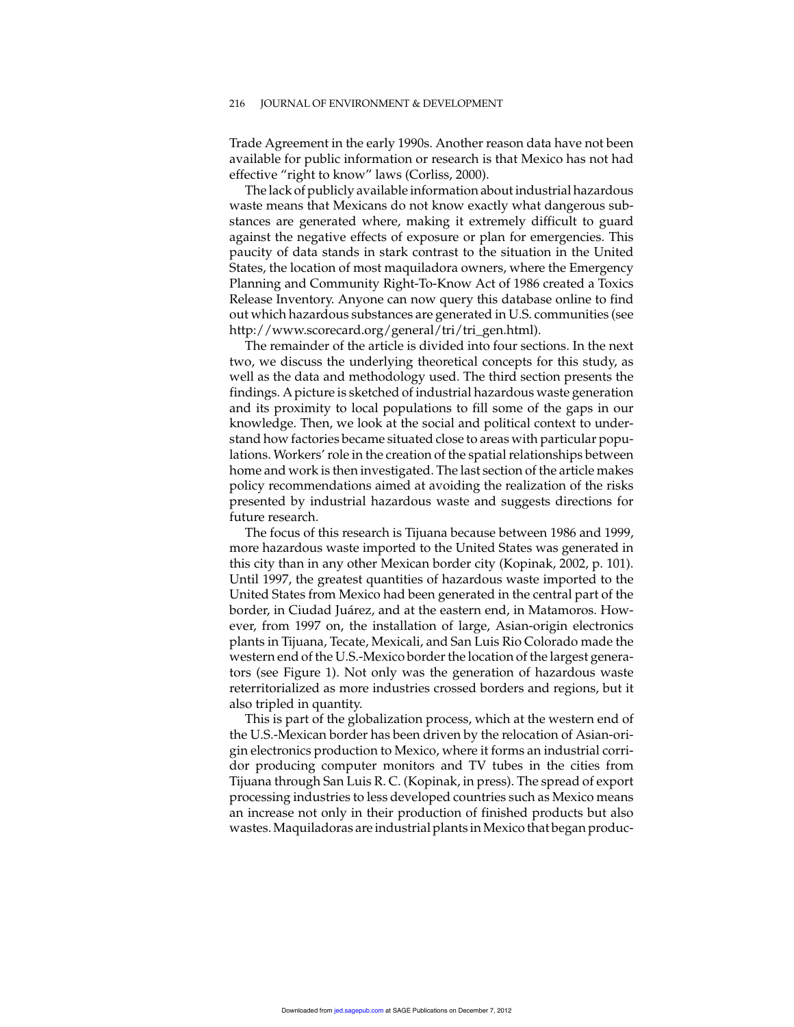Trade Agreement in the early 1990s. Another reason data have not been available for public information or research is that Mexico has not had effective "right to know" laws (Corliss, 2000).

The lack of publicly available information about industrial hazardous waste means that Mexicans do not know exactly what dangerous substances are generated where, making it extremely difficult to guard against the negative effects of exposure or plan for emergencies. This paucity of data stands in stark contrast to the situation in the United States, the location of most maquiladora owners, where the Emergency Planning and Community Right-To-Know Act of 1986 created a Toxics Release Inventory. Anyone can now query this database online to find out which hazardous substances are generated in U.S. communities (see http://www.scorecard.org/general/tri/tri_gen.html).

The remainder of the article is divided into four sections. In the next two, we discuss the underlying theoretical concepts for this study, as well as the data and methodology used. The third section presents the findings. A picture is sketched of industrial hazardous waste generation and its proximity to local populations to fill some of the gaps in our knowledge. Then, we look at the social and political context to understand how factories became situated close to areas with particular populations. Workers' role in the creation of the spatial relationships between home and work is then investigated. The last section of the article makes policy recommendations aimed at avoiding the realization of the risks presented by industrial hazardous waste and suggests directions for future research.

The focus of this research is Tijuana because between 1986 and 1999, more hazardous waste imported to the United States was generated in this city than in any other Mexican border city (Kopinak, 2002, p. 101). Until 1997, the greatest quantities of hazardous waste imported to the United States from Mexico had been generated in the central part of the border, in Ciudad Juárez, and at the eastern end, in Matamoros. However, from 1997 on, the installation of large, Asian-origin electronics plants in Tijuana, Tecate, Mexicali, and San Luis Rio Colorado made the western end of the U.S.-Mexico border the location of the largest generators (see Figure 1). Not only was the generation of hazardous waste reterritorialized as more industries crossed borders and regions, but it also tripled in quantity.

This is part of the globalization process, which at the western end of the U.S.-Mexican border has been driven by the relocation of Asian-origin electronics production to Mexico, where it forms an industrial corridor producing computer monitors and TV tubes in the cities from Tijuana through San Luis R. C. (Kopinak, in press). The spread of export processing industries to less developed countries such as Mexico means an increase not only in their production of finished products but also wastes. Maquiladoras are industrial plants in Mexico that began produc-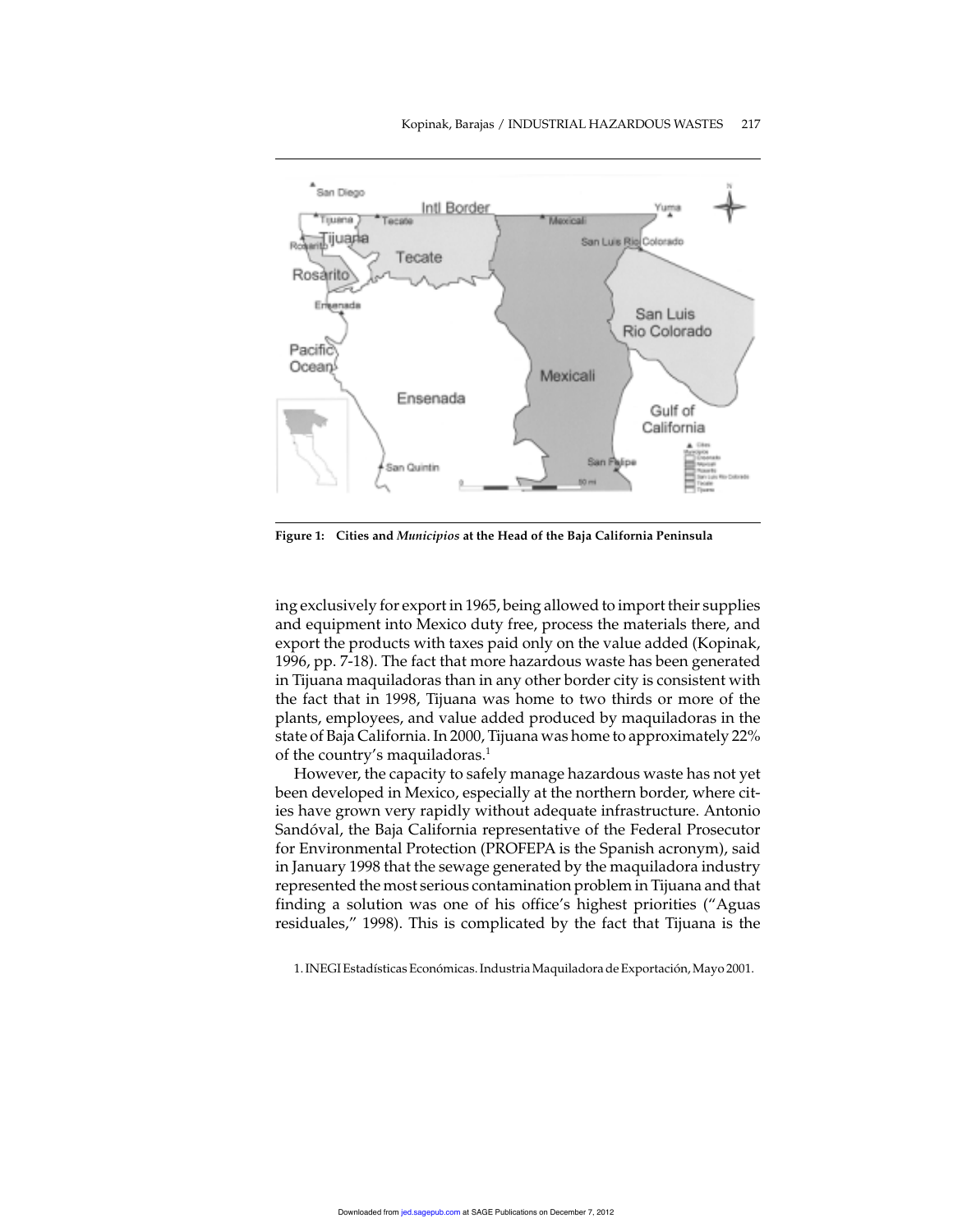Figure 1: Cities and *Municipios* at the Head of the Baja California Peninsula

ing exclusively for export in 1965, being allowed to import their supplies and equipment into Mexico duty free, process the materials there, and export the products with taxes paid only on the value added (Kopinak, 1996, pp. 7-18). The fact that more hazardous waste has been generated in Tijuana maquiladoras than in any other border city is consistent with the fact that in 1998, Tijuana was home to two thirds or more of the plants, employees, and value added produced by maquiladoras in the state of Baja California. In 2000, Tijuana was home to approximately 22% of the country's maquiladoras.[1]

However, the capacity to safely manage hazardous waste has not yet been developed in Mexico, especially at the northern border, where cities have grown very rapidly without adequate infrastructure. Antonio Sandóval, the Baja California representative of the Federal Prosecutor for Environmental Protection (PROFEPA is the Spanish acronym), said in January 1998 that the sewage generated by the maquiladora industry represented the most serious contamination problem in Tijuana and that finding a solution was one of his office's highest priorities ("Aguas residuales," 1998). This is complicated by the fact that Tijuana is the

1. INEGI Estadísticas Económicas. Industria Maquiladora de Exportación, Mayo 2001.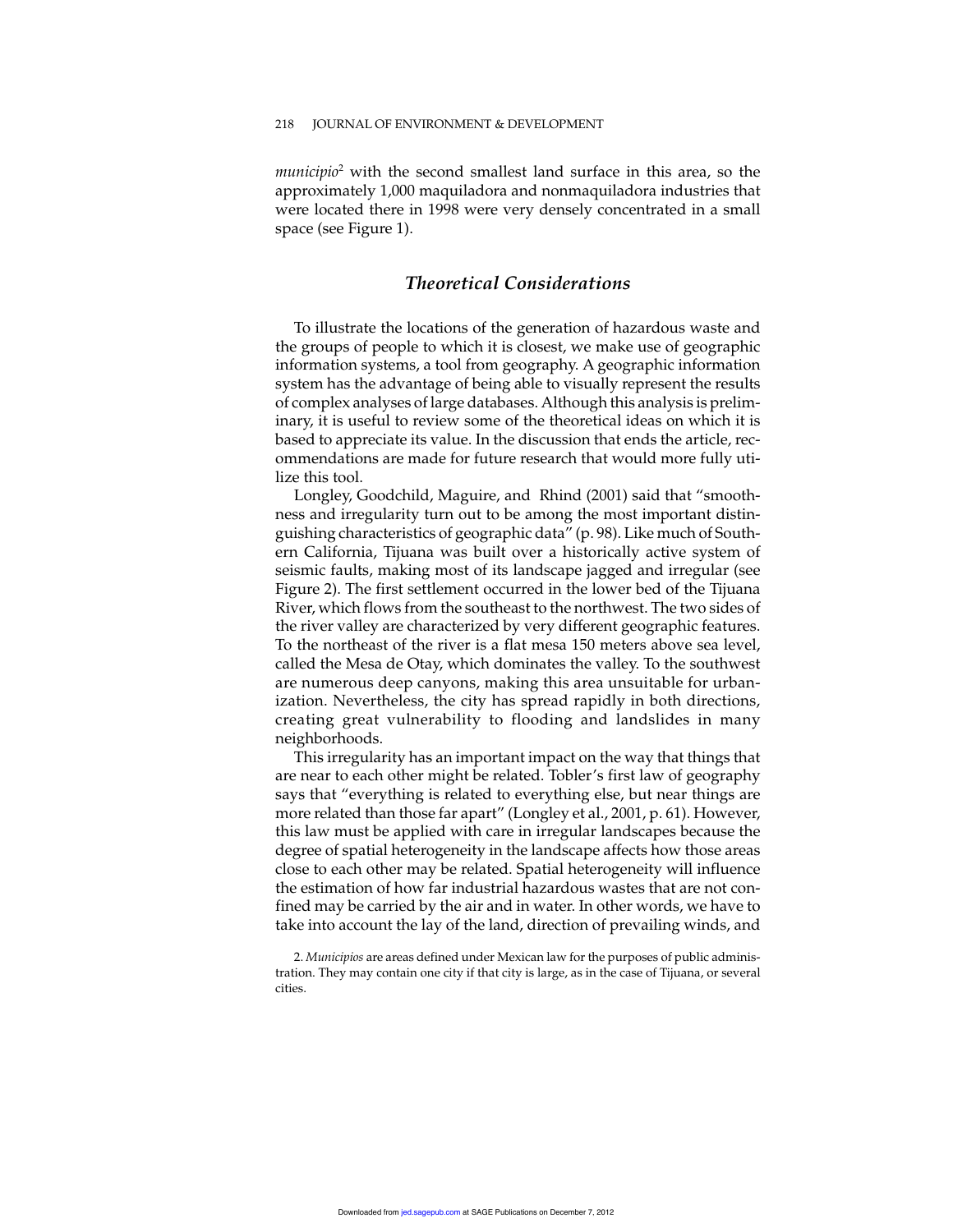*municipio*[2] with the second smallest land surface in this area, so the approximately 1,000 maquiladora and nonmaquiladora industries that were located there in 1998 were very densely concentrated in a small space (see Figure 1).

## *Theoretical Considerations*

To illustrate the locations of the generation of hazardous waste and the groups of people to which it is closest, we make use of geographic information systems, a tool from geography. A geographic information system has the advantage of being able to visually represent the results of complex analyses of large databases. Although this analysis is preliminary, it is useful to review some of the theoretical ideas on which it is based to appreciate its value. In the discussion that ends the article, recommendations are made for future research that would more fully utilize this tool.

Longley, Goodchild, Maguire, and Rhind (2001) said that "smoothness and irregularity turn out to be among the most important distinguishing characteristics of geographic data" (p. 98). Like much of Southern California, Tijuana was built over a historically active system of seismic faults, making most of its landscape jagged and irregular (see Figure 2). The first settlement occurred in the lower bed of the Tijuana River, which flows from the southeast to the northwest. The two sides of the river valley are characterized by very different geographic features. To the northeast of the river is a flat mesa 150 meters above sea level, called the Mesa de Otay, which dominates the valley. To the southwest are numerous deep canyons, making this area unsuitable for urbanization. Nevertheless, the city has spread rapidly in both directions, creating great vulnerability to flooding and landslides in many neighborhoods.

This irregularity has an important impact on the way that things that are near to each other might be related. Tobler's first law of geography says that "everything is related to everything else, but near things are more related than those far apart" (Longley et al., 2001, p. 61). However, this law must be applied with care in irregular landscapes because the degree of spatial heterogeneity in the landscape affects how those areas close to each other may be related. Spatial heterogeneity will influence the estimation of how far industrial hazardous wastes that are not confined may be carried by the air and in water. In other words, we have to take into account the lay of the land, direction of prevailing winds, and

2. *Municipios* are areas defined under Mexican law for the purposes of public administration. They may contain one city if that city is large, as in the case of Tijuana, or several cities.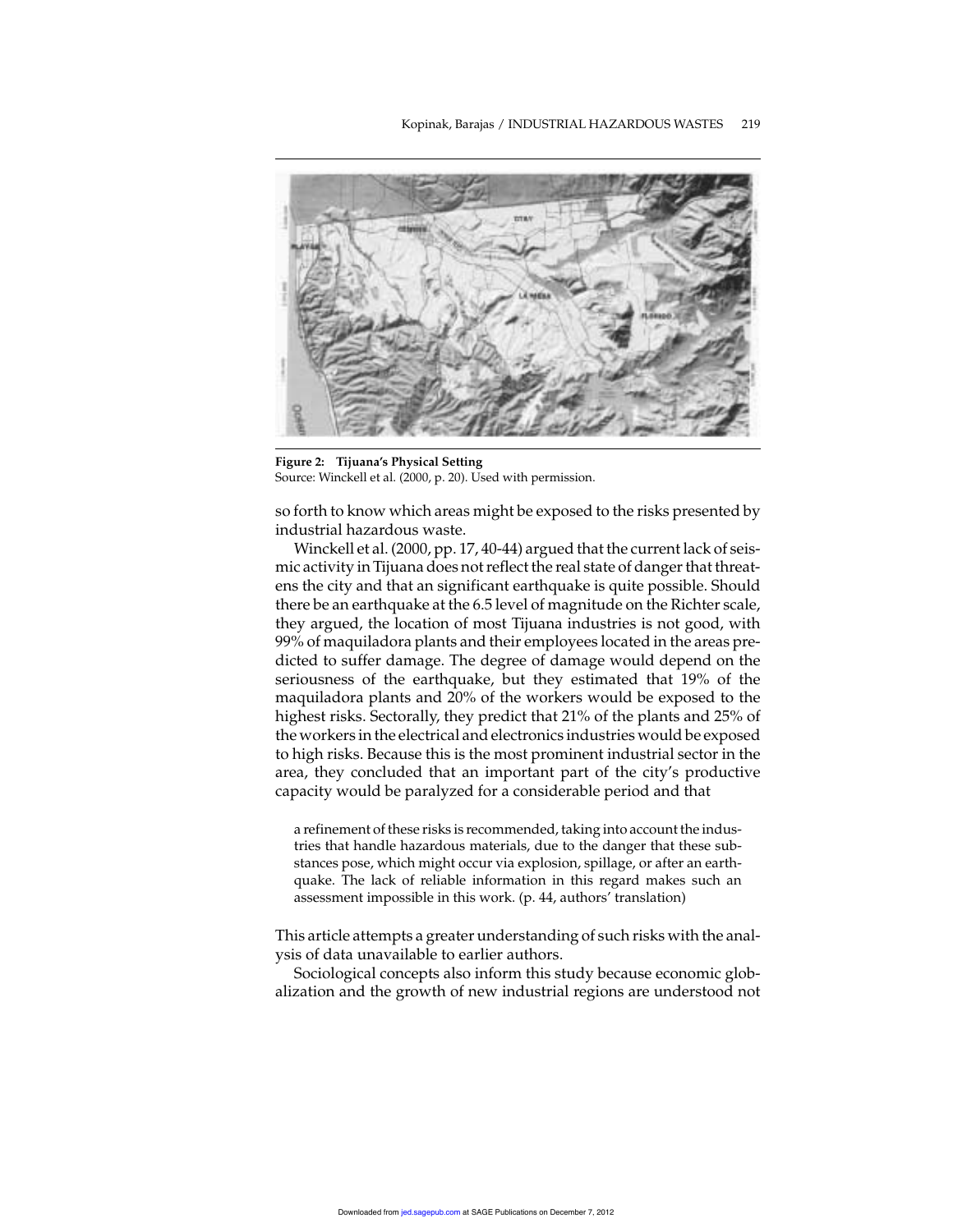**Figure 2: Tijuana's Physical Setting**
Source: Winckell et al. (2000, p. 20). Used with permission.

so forth to know which areas might be exposed to the risks presented by industrial hazardous waste.

Winckell et al. (2000, pp. 17, 40-44) argued that the current lack of seismic activity in Tijuana does not reflect the real state of danger that threatens the city and that an significant earthquake is quite possible. Should there be an earthquake at the 6.5 level of magnitude on the Richter scale, they argued, the location of most Tijuana industries is not good, with 99% of maquiladora plants and their employees located in the areas predicted to suffer damage. The degree of damage would depend on the seriousness of the earthquake, but they estimated that 19% of the maquiladora plants and 20% of the workers would be exposed to the highest risks. Sectorally, they predict that 21% of the plants and 25% of the workers in the electrical and electronics industries would be exposed to high risks. Because this is the most prominent industrial sector in the area, they concluded that an important part of the city's productive capacity would be paralyzed for a considerable period and that

> a refinement of these risks is recommended, taking into account the industries that handle hazardous materials, due to the danger that these substances pose, which might occur via explosion, spillage, or after an earthquake. The lack of reliable information in this regard makes such an assessment impossible in this work. (p. 44, authors' translation)

This article attempts a greater understanding of such risks with the analysis of data unavailable to earlier authors.

Sociological concepts also inform this study because economic globalization and the growth of new industrial regions are understood not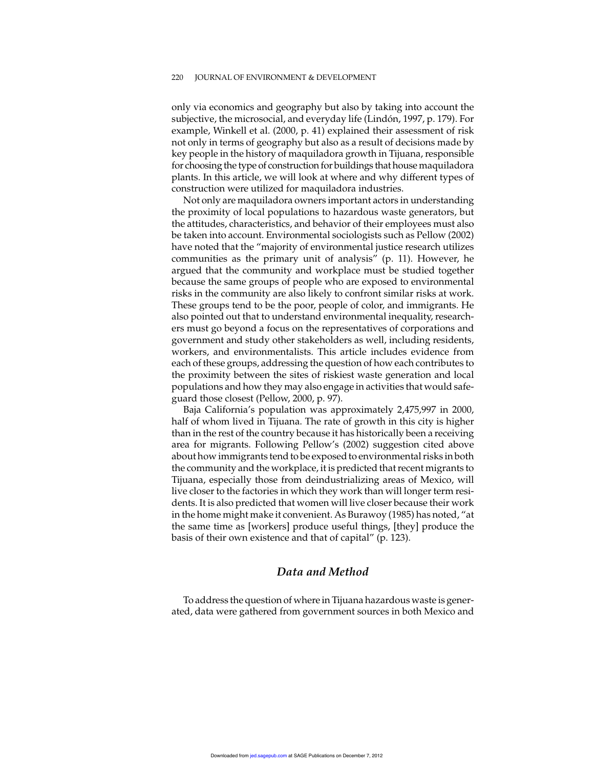only via economics and geography but also by taking into account the subjective, the microsocial, and everyday life (Lindón, 1997, p. 179). For example, Winkell et al. (2000, p. 41) explained their assessment of risk not only in terms of geography but also as a result of decisions made by key people in the history of maquiladora growth in Tijuana, responsible for choosing the type of construction for buildings that house maquiladora plants. In this article, we will look at where and why different types of construction were utilized for maquiladora industries.

Not only are maquiladora owners important actors in understanding the proximity of local populations to hazardous waste generators, but the attitudes, characteristics, and behavior of their employees must also be taken into account. Environmental sociologists such as Pellow (2002) have noted that the "majority of environmental justice research utilizes communities as the primary unit of analysis" (p. 11). However, he argued that the community and workplace must be studied together because the same groups of people who are exposed to environmental risks in the community are also likely to confront similar risks at work. These groups tend to be the poor, people of color, and immigrants. He also pointed out that to understand environmental inequality, researchers must go beyond a focus on the representatives of corporations and government and study other stakeholders as well, including residents, workers, and environmentalists. This article includes evidence from each of these groups, addressing the question of how each contributes to the proximity between the sites of riskiest waste generation and local populations and how they may also engage in activities that would safeguard those closest (Pellow, 2000, p. 97).

Baja California's population was approximately 2,475,997 in 2000, half of whom lived in Tijuana. The rate of growth in this city is higher than in the rest of the country because it has historically been a receiving area for migrants. Following Pellow's (2002) suggestion cited above about how immigrants tend to be exposed to environmental risks in both the community and the workplace, it is predicted that recent migrants to Tijuana, especially those from deindustrializing areas of Mexico, will live closer to the factories in which they work than will longer term residents. It is also predicted that women will live closer because their work in the home might make it convenient. As Burawoy (1985) has noted, "at the same time as [workers] produce useful things, [they] produce the basis of their own existence and that of capital" (p. 123).

## *Data and Method*

To address the question of where in Tijuana hazardous waste is generated, data were gathered from government sources in both Mexico and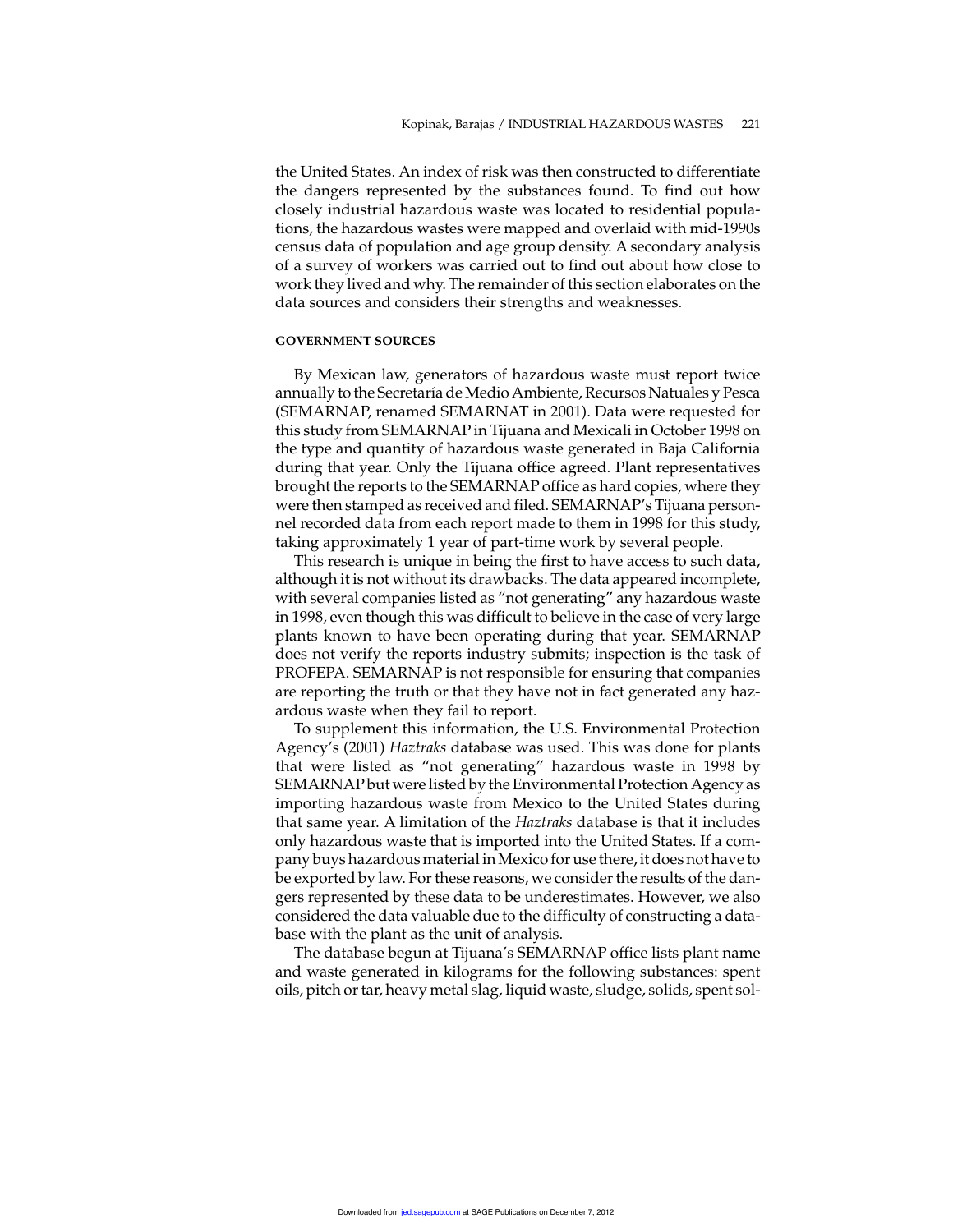the United States. An index of risk was then constructed to differentiate the dangers represented by the substances found. To find out how closely industrial hazardous waste was located to residential populations, the hazardous wastes were mapped and overlaid with mid-1990s census data of population and age group density. A secondary analysis of a survey of workers was carried out to find out about how close to work they lived and why. The remainder of this section elaborates on the data sources and considers their strengths and weaknesses.

### GOVERNMENT SOURCES

By Mexican law, generators of hazardous waste must report twice annually to the Secretaría de Medio Ambiente, Recursos Natuales y Pesca (SEMARNAP, renamed SEMARNAT in 2001). Data were requested for this study from SEMARNAP in Tijuana and Mexicali in October 1998 on the type and quantity of hazardous waste generated in Baja California during that year. Only the Tijuana office agreed. Plant representatives brought the reports to the SEMARNAP office as hard copies, where they were then stamped as received and filed. SEMARNAP's Tijuana personnel recorded data from each report made to them in 1998 for this study, taking approximately 1 year of part-time work by several people.

This research is unique in being the first to have access to such data, although it is not without its drawbacks. The data appeared incomplete, with several companies listed as "not generating" any hazardous waste in 1998, even though this was difficult to believe in the case of very large plants known to have been operating during that year. SEMARNAP does not verify the reports industry submits; inspection is the task of PROFEPA. SEMARNAP is not responsible for ensuring that companies are reporting the truth or that they have not in fact generated any hazardous waste when they fail to report.

To supplement this information, the U.S. Environmental Protection Agency's (2001) *Haztraks* database was used. This was done for plants that were listed as "not generating" hazardous waste in 1998 by SEMARNAP but were listed by the Environmental Protection Agency as importing hazardous waste from Mexico to the United States during that same year. A limitation of the *Haztraks* database is that it includes only hazardous waste that is imported into the United States. If a company buys hazardous material in Mexico for use there, it does not have to be exported by law. For these reasons, we consider the results of the dangers represented by these data to be underestimates. However, we also considered the data valuable due to the difficulty of constructing a database with the plant as the unit of analysis.

The database begun at Tijuana's SEMARNAP office lists plant name and waste generated in kilograms for the following substances: spent oils, pitch or tar, heavy metal slag, liquid waste, sludge, solids, spent sol-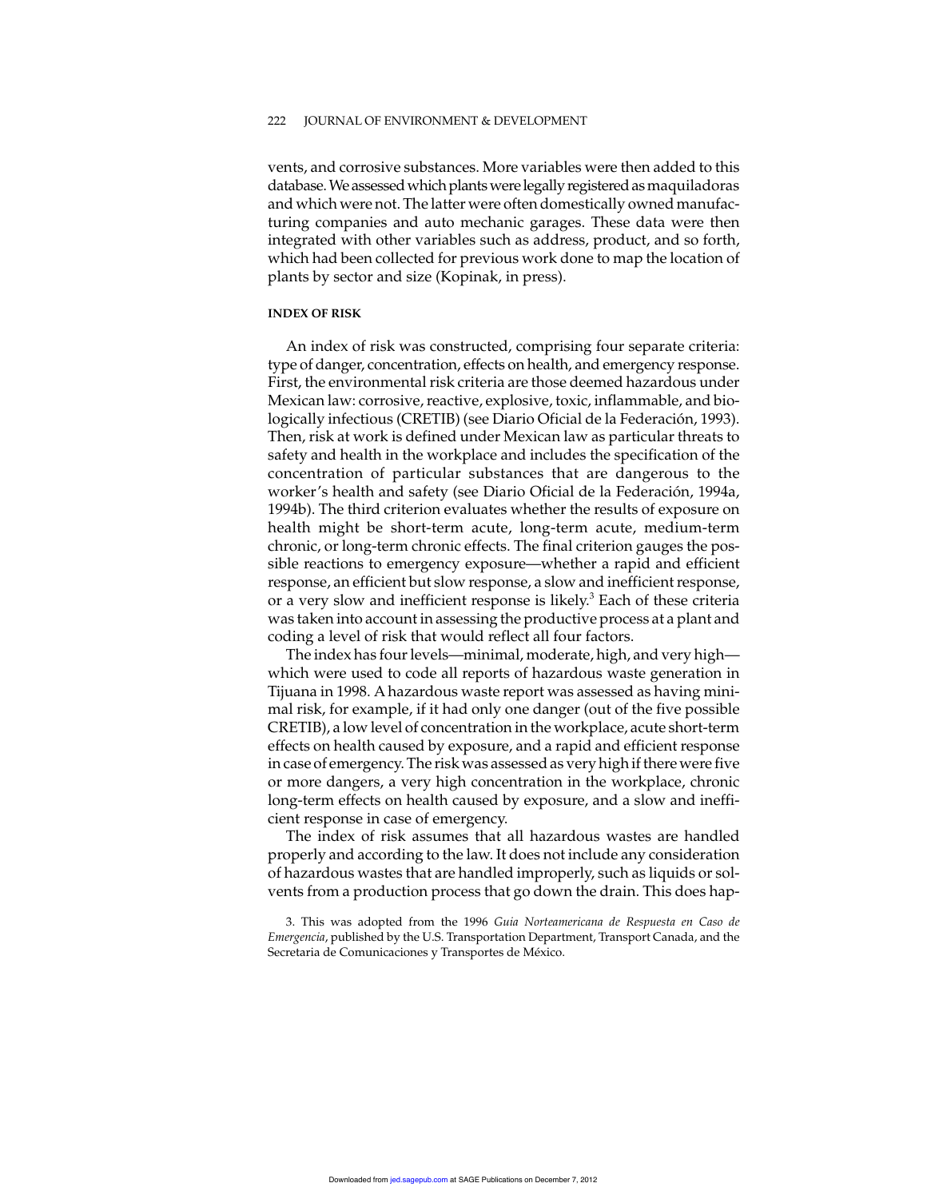vents, and corrosive substances. More variables were then added to this database. We assessed which plants were legally registered as maquiladoras and which were not. The latter were often domestically owned manufacturing companies and auto mechanic garages. These data were then integrated with other variables such as address, product, and so forth, which had been collected for previous work done to map the location of plants by sector and size (Kopinak, in press).

### INDEX OF RISK

An index of risk was constructed, comprising four separate criteria: type of danger, concentration, effects on health, and emergency response. First, the environmental risk criteria are those deemed hazardous under Mexican law: corrosive, reactive, explosive, toxic, inflammable, and biologically infectious (CRETIB) (see Diario Oficial de la Federación, 1993). Then, risk at work is defined under Mexican law as particular threats to safety and health in the workplace and includes the specification of the concentration of particular substances that are dangerous to the worker's health and safety (see Diario Oficial de la Federación, 1994a, 1994b). The third criterion evaluates whether the results of exposure on health might be short-term acute, long-term acute, medium-term chronic, or long-term chronic effects. The final criterion gauges the possible reactions to emergency exposure—whether a rapid and efficient response, an efficient but slow response, a slow and inefficient response, or a very slow and inefficient response is likely.[3] Each of these criteria was taken into account in assessing the productive process at a plant and coding a level of risk that would reflect all four factors.

The index has four levels—minimal, moderate, high, and very high—which were used to code all reports of hazardous waste generation in Tijuana in 1998. A hazardous waste report was assessed as having minimal risk, for example, if it had only one danger (out of the five possible CRETIB), a low level of concentration in the workplace, acute short-term effects on health caused by exposure, and a rapid and efficient response in case of emergency. The risk was assessed as very high if there were five or more dangers, a very high concentration in the workplace, chronic long-term effects on health caused by exposure, and a slow and inefficient response in case of emergency.

The index of risk assumes that all hazardous wastes are handled properly and according to the law. It does not include any consideration of hazardous wastes that are handled improperly, such as liquids or solvents from a production process that go down the drain. This does hap-

3. This was adopted from the 1996 *Guia Norteamericana de Respuesta en Caso de Emergencia*, published by the U.S. Transportation Department, Transport Canada, and the Secretaria de Comunicaciones y Transportes de México.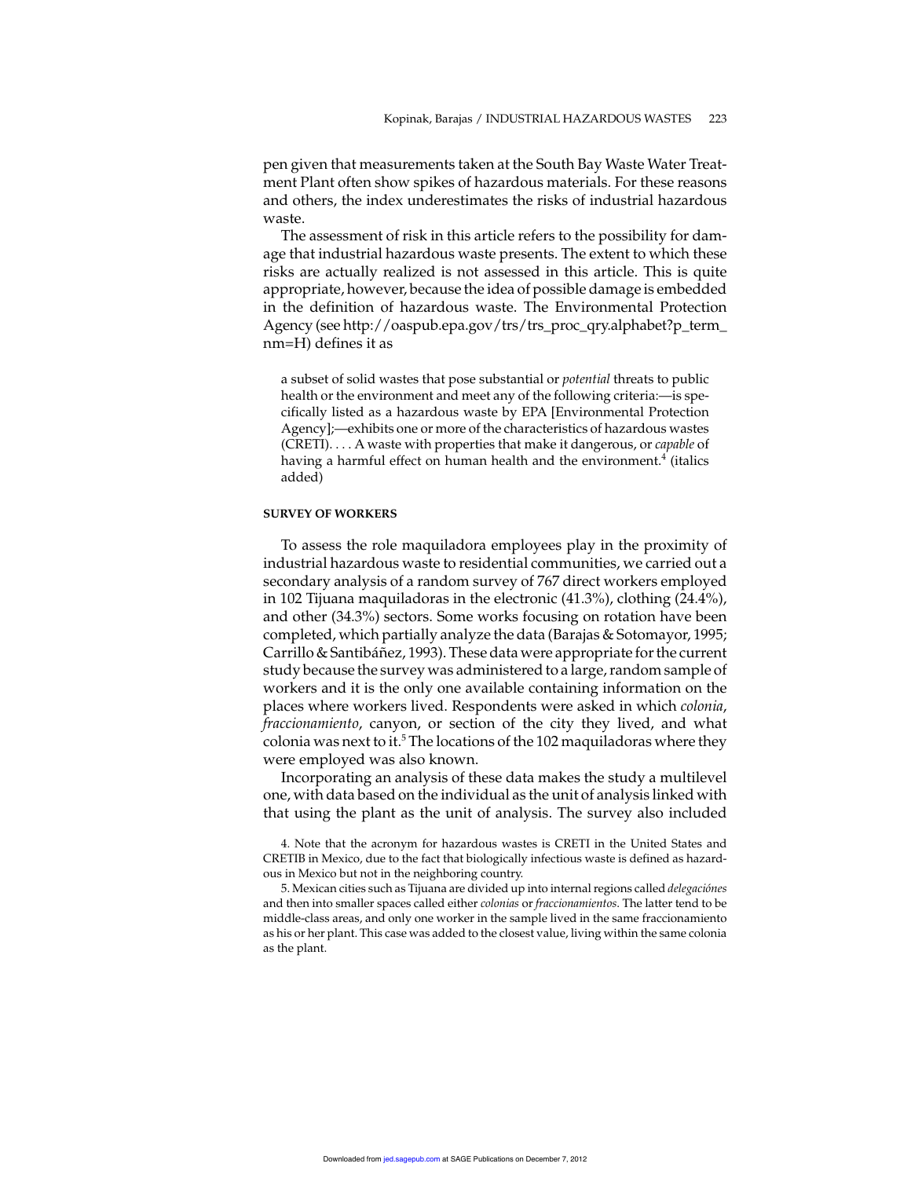pen given that measurements taken at the South Bay Waste Water Treatment Plant often show spikes of hazardous materials. For these reasons and others, the index underestimates the risks of industrial hazardous waste.

The assessment of risk in this article refers to the possibility for damage that industrial hazardous waste presents. The extent to which these risks are actually realized is not assessed in this article. This is quite appropriate, however, because the idea of possible damage is embedded in the definition of hazardous waste. The Environmental Protection Agency (see http://oaspub.epa.gov/trs/trs_proc_qry.alphabet?p_term_nm=H) defines it as

> a subset of solid wastes that pose substantial or *potential* threats to public health or the environment and meet any of the following criteria:—is specifically listed as a hazardous waste by EPA [Environmental Protection Agency];—exhibits one or more of the characteristics of hazardous wastes (CRETI). . . . A waste with properties that make it dangerous, or *capable* of having a harmful effect on human health and the environment.[4] (italics added)

### SURVEY OF WORKERS

To assess the role maquiladora employees play in the proximity of industrial hazardous waste to residential communities, we carried out a secondary analysis of a random survey of 767 direct workers employed in 102 Tijuana maquiladoras in the electronic (41.3%), clothing (24.4%), and other (34.3%) sectors. Some works focusing on rotation have been completed, which partially analyze the data (Barajas & Sotomayor, 1995; Carrillo & Santibáñez, 1993). These data were appropriate for the current study because the survey was administered to a large, random sample of workers and it is the only one available containing information on the places where workers lived. Respondents were asked in which *colonia*, *fraccionamiento*, canyon, or section of the city they lived, and what colonia was next to it.[5] The locations of the 102 maquiladoras where they were employed was also known.

Incorporating an analysis of these data makes the study a multilevel one, with data based on the individual as the unit of analysis linked with that using the plant as the unit of analysis. The survey also included

4. Note that the acronym for hazardous wastes is CRETI in the United States and CRETIB in Mexico, due to the fact that biologically infectious waste is defined as hazardous in Mexico but not in the neighboring country.

5. Mexican cities such as Tijuana are divided up into internal regions called *delegaciónes* and then into smaller spaces called either *colonias* or *fraccionamientos*. The latter tend to be middle-class areas, and only one worker in the sample lived in the same fraccionamiento as his or her plant. This case was added to the closest value, living within the same colonia as the plant.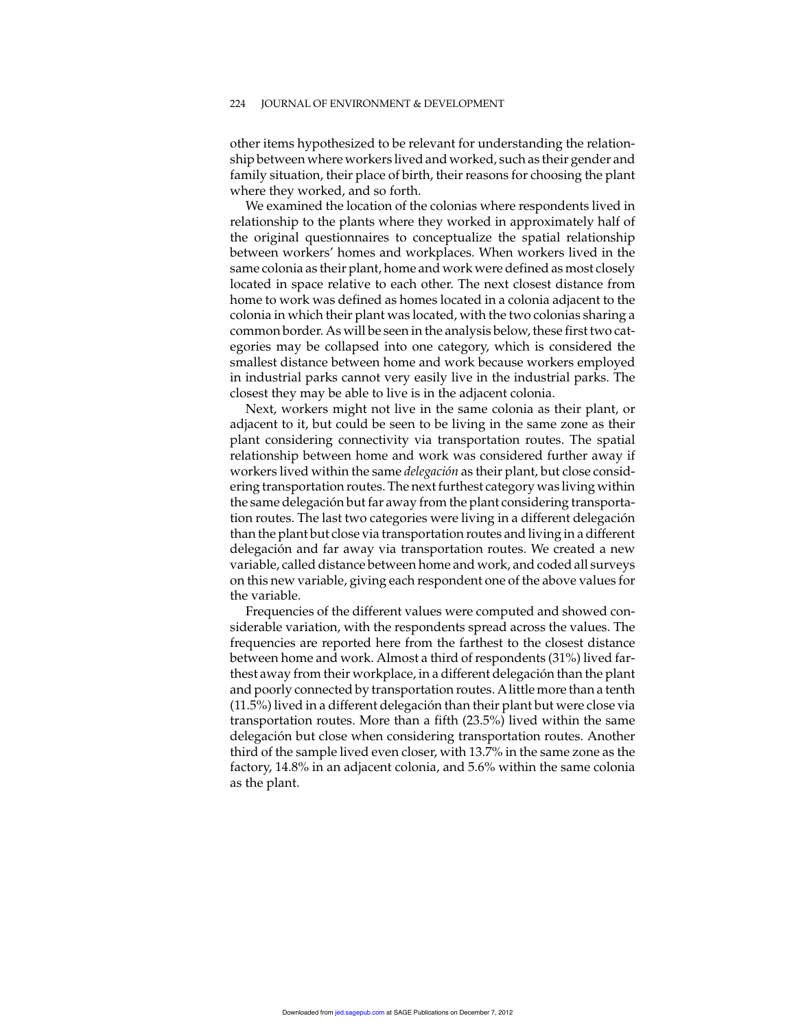other items hypothesized to be relevant for understanding the relationship between where workers lived and worked, such as their gender and family situation, their place of birth, their reasons for choosing the plant where they worked, and so forth.

We examined the location of the colonias where respondents lived in relationship to the plants where they worked in approximately half of the original questionnaires to conceptualize the spatial relationship between workers' homes and workplaces. When workers lived in the same colonia as their plant, home and work were defined as most closely located in space relative to each other. The next closest distance from home to work was defined as homes located in a colonia adjacent to the colonia in which their plant was located, with the two colonias sharing a common border. As will be seen in the analysis below, these first two categories may be collapsed into one category, which is considered the smallest distance between home and work because workers employed in industrial parks cannot very easily live in the industrial parks. The closest they may be able to live is in the adjacent colonia.

Next, workers might not live in the same colonia as their plant, or adjacent to it, but could be seen to be living in the same zone as their plant considering connectivity via transportation routes. The spatial relationship between home and work was considered further away if workers lived within the same *delegación* as their plant, but close considering transportation routes. The next furthest category was living within the same delegación but far away from the plant considering transportation routes. The last two categories were living in a different delegación than the plant but close via transportation routes and living in a different delegación and far away via transportation routes. We created a new variable, called distance between home and work, and coded all surveys on this new variable, giving each respondent one of the above values for the variable.

Frequencies of the different values were computed and showed considerable variation, with the respondents spread across the values. The frequencies are reported here from the farthest to the closest distance between home and work. Almost a third of respondents (31%) lived farthest away from their workplace, in a different delegación than the plant and poorly connected by transportation routes. A little more than a tenth (11.5%) lived in a different delegación than their plant but were close via transportation routes. More than a fifth (23.5%) lived within the same delegación but close when considering transportation routes. Another third of the sample lived even closer, with 13.7% in the same zone as the factory, 14.8% in an adjacent colonia, and 5.6% within the same colonia as the plant.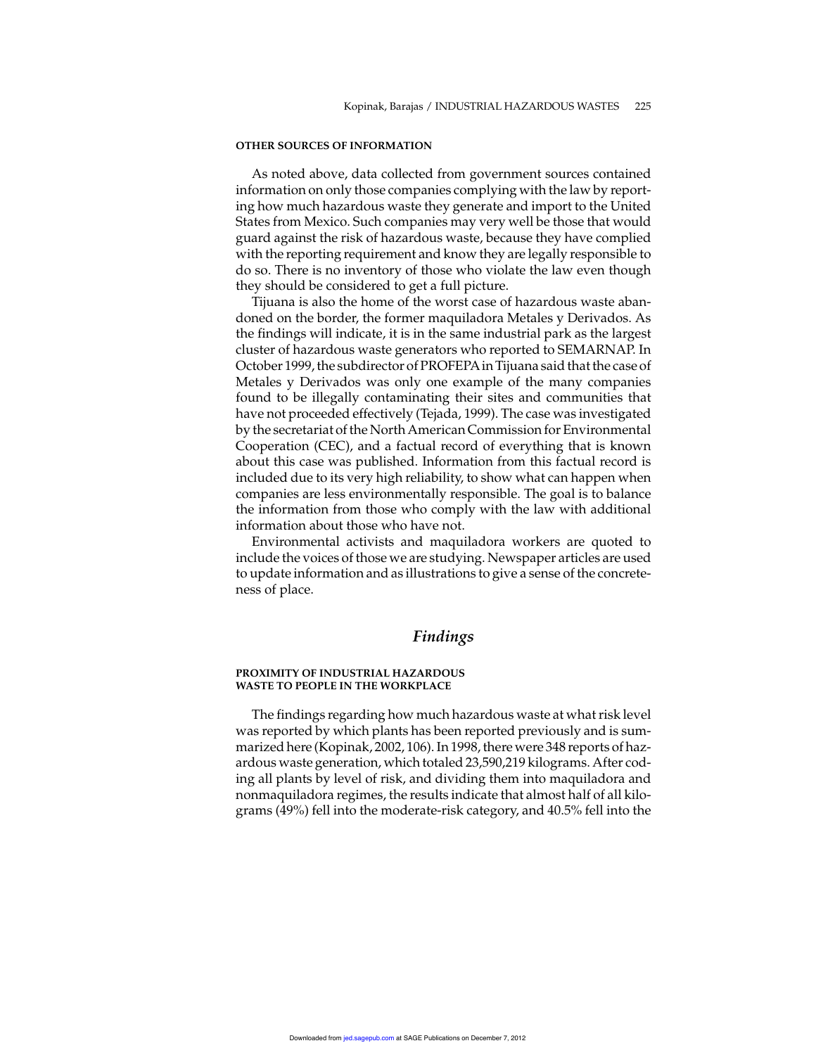#### OTHER SOURCES OF INFORMATION

As noted above, data collected from government sources contained information on only those companies complying with the law by reporting how much hazardous waste they generate and import to the United States from Mexico. Such companies may very well be those that would guard against the risk of hazardous waste, because they have complied with the reporting requirement and know they are legally responsible to do so. There is no inventory of those who violate the law even though they should be considered to get a full picture.

Tijuana is also the home of the worst case of hazardous waste abandoned on the border, the former maquiladora Metales y Derivados. As the findings will indicate, it is in the same industrial park as the largest cluster of hazardous waste generators who reported to SEMARNAP. In October 1999, the subdirector of PROFEPA in Tijuana said that the case of Metales y Derivados was only one example of the many companies found to be illegally contaminating their sites and communities that have not proceeded effectively (Tejada, 1999). The case was investigated by the secretariat of the North American Commission for Environmental Cooperation (CEC), and a factual record of everything that is known about this case was published. Information from this factual record is included due to its very high reliability, to show what can happen when companies are less environmentally responsible. The goal is to balance the information from those who comply with the law with additional information about those who have not.

Environmental activists and maquiladora workers are quoted to include the voices of those we are studying. Newspaper articles are used to update information and as illustrations to give a sense of the concreteness of place.

## *Findings*

#### PROXIMITY OF INDUSTRIAL HAZARDOUS WASTE TO PEOPLE IN THE WORKPLACE

The findings regarding how much hazardous waste at what risk level was reported by which plants has been reported previously and is summarized here (Kopinak, 2002, 106). In 1998, there were 348 reports of hazardous waste generation, which totaled 23,590,219 kilograms. After coding all plants by level of risk, and dividing them into maquiladora and nonmaquiladora regimes, the results indicate that almost half of all kilograms (49%) fell into the moderate-risk category, and 40.5% fell into the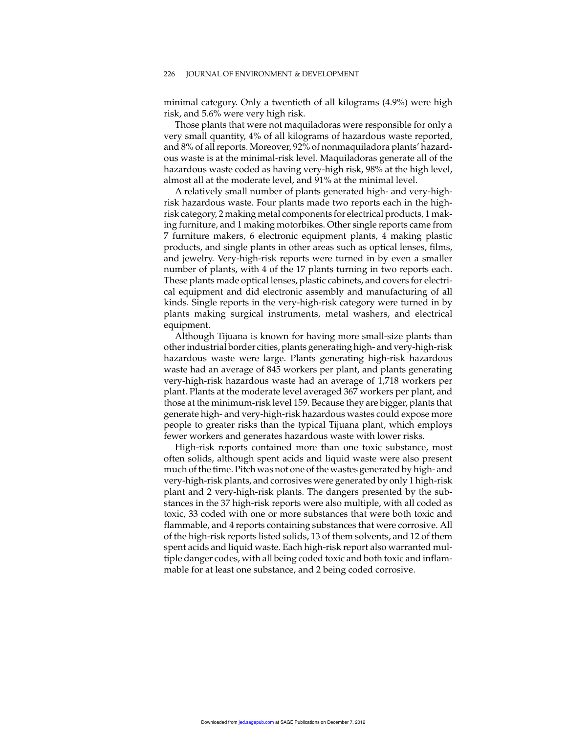minimal category. Only a twentieth of all kilograms (4.9%) were high risk, and 5.6% were very high risk.

Those plants that were not maquiladoras were responsible for only a very small quantity, 4% of all kilograms of hazardous waste reported, and 8% of all reports. Moreover, 92% of nonmaquiladora plants' hazardous waste is at the minimal-risk level. Maquiladoras generate all of the hazardous waste coded as having very-high risk, 98% at the high level, almost all at the moderate level, and 91% at the minimal level.

A relatively small number of plants generated high- and very-high-risk hazardous waste. Four plants made two reports each in the high-risk category, 2 making metal components for electrical products, 1 making furniture, and 1 making motorbikes. Other single reports came from 7 furniture makers, 6 electronic equipment plants, 4 making plastic products, and single plants in other areas such as optical lenses, films, and jewelry. Very-high-risk reports were turned in by even a smaller number of plants, with 4 of the 17 plants turning in two reports each. These plants made optical lenses, plastic cabinets, and covers for electrical equipment and did electronic assembly and manufacturing of all kinds. Single reports in the very-high-risk category were turned in by plants making surgical instruments, metal washers, and electrical equipment.

Although Tijuana is known for having more small-size plants than other industrial border cities, plants generating high- and very-high-risk hazardous waste were large. Plants generating high-risk hazardous waste had an average of 845 workers per plant, and plants generating very-high-risk hazardous waste had an average of 1,718 workers per plant. Plants at the moderate level averaged 367 workers per plant, and those at the minimum-risk level 159. Because they are bigger, plants that generate high- and very-high-risk hazardous wastes could expose more people to greater risks than the typical Tijuana plant, which employs fewer workers and generates hazardous waste with lower risks.

High-risk reports contained more than one toxic substance, most often solids, although spent acids and liquid waste were also present much of the time. Pitch was not one of the wastes generated by high- and very-high-risk plants, and corrosives were generated by only 1 high-risk plant and 2 very-high-risk plants. The dangers presented by the substances in the 37 high-risk reports were also multiple, with all coded as toxic, 33 coded with one or more substances that were both toxic and flammable, and 4 reports containing substances that were corrosive. All of the high-risk reports listed solids, 13 of them solvents, and 12 of them spent acids and liquid waste. Each high-risk report also warranted multiple danger codes, with all being coded toxic and both toxic and inflammable for at least one substance, and 2 being coded corrosive.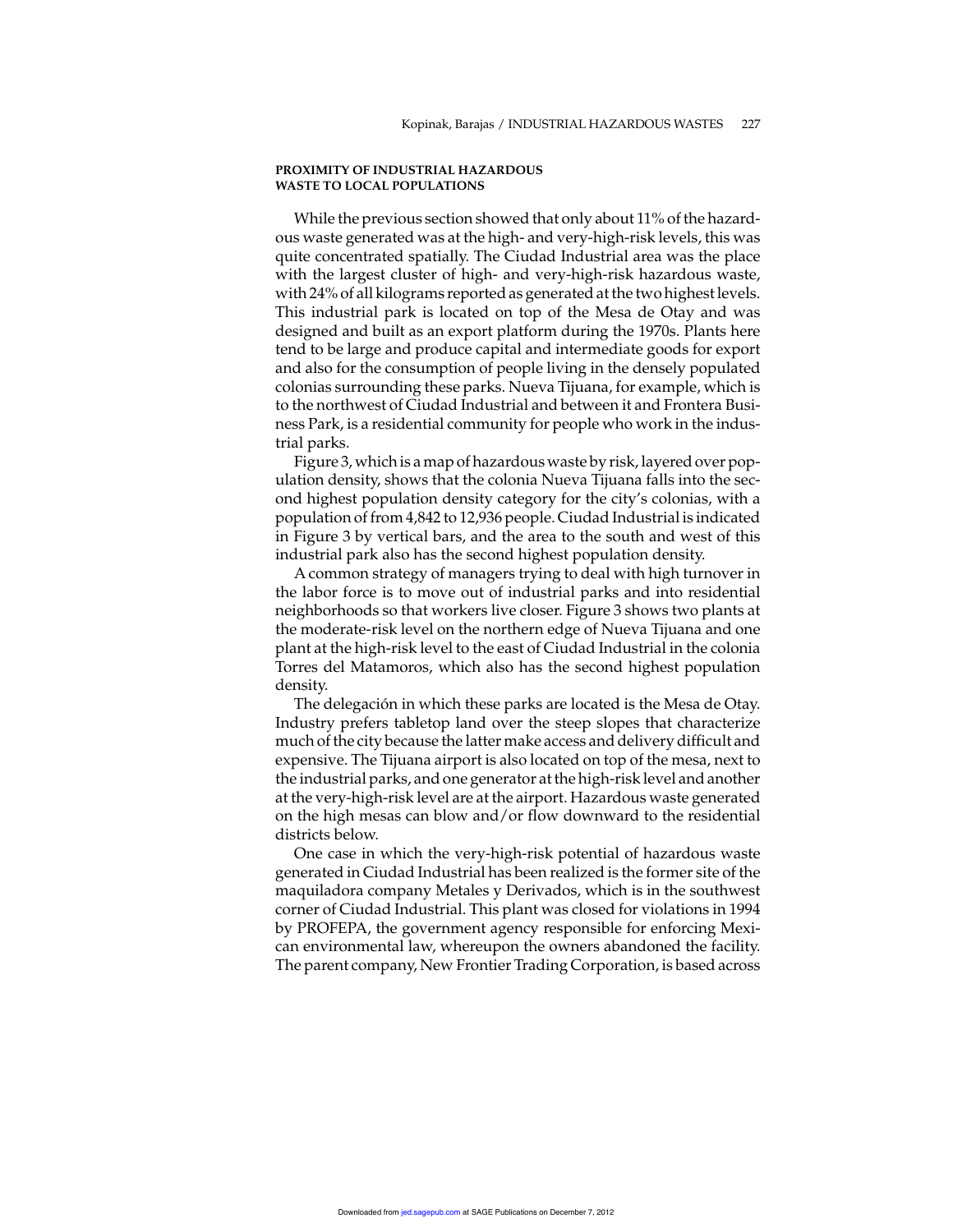### PROXIMITY OF INDUSTRIAL HAZARDOUS WASTE TO LOCAL POPULATIONS

While the previous section showed that only about 11% of the hazardous waste generated was at the high- and very-high-risk levels, this was quite concentrated spatially. The Ciudad Industrial area was the place with the largest cluster of high- and very-high-risk hazardous waste, with 24% of all kilograms reported as generated at the two highest levels. This industrial park is located on top of the Mesa de Otay and was designed and built as an export platform during the 1970s. Plants here tend to be large and produce capital and intermediate goods for export and also for the consumption of people living in the densely populated colonias surrounding these parks. Nueva Tijuana, for example, which is to the northwest of Ciudad Industrial and between it and Frontera Business Park, is a residential community for people who work in the industrial parks.

Figure 3, which is a map of hazardous waste by risk, layered over population density, shows that the colonia Nueva Tijuana falls into the second highest population density category for the city's colonias, with a population of from 4,842 to 12,936 people. Ciudad Industrial is indicated in Figure 3 by vertical bars, and the area to the south and west of this industrial park also has the second highest population density.

A common strategy of managers trying to deal with high turnover in the labor force is to move out of industrial parks and into residential neighborhoods so that workers live closer. Figure 3 shows two plants at the moderate-risk level on the northern edge of Nueva Tijuana and one plant at the high-risk level to the east of Ciudad Industrial in the colonia Torres del Matamoros, which also has the second highest population density.

The delegación in which these parks are located is the Mesa de Otay. Industry prefers tabletop land over the steep slopes that characterize much of the city because the latter make access and delivery difficult and expensive. The Tijuana airport is also located on top of the mesa, next to the industrial parks, and one generator at the high-risk level and another at the very-high-risk level are at the airport. Hazardous waste generated on the high mesas can blow and/or flow downward to the residential districts below.

One case in which the very-high-risk potential of hazardous waste generated in Ciudad Industrial has been realized is the former site of the maquiladora company Metales y Derivados, which is in the southwest corner of Ciudad Industrial. This plant was closed for violations in 1994 by PROFEPA, the government agency responsible for enforcing Mexican environmental law, whereupon the owners abandoned the facility. The parent company, New Frontier Trading Corporation, is based across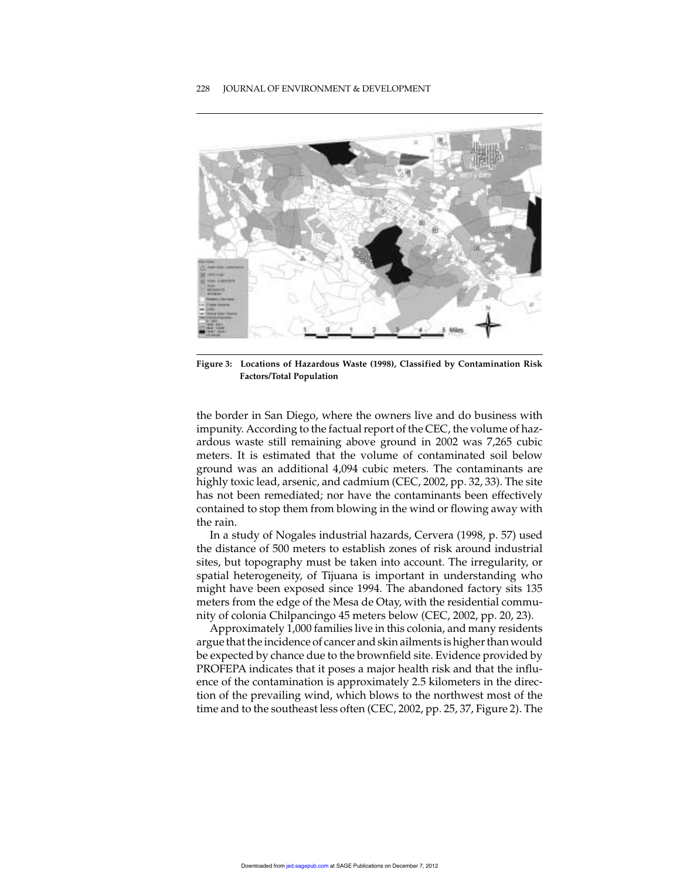1 0 1 2 3 4 5 Miles

N

**Figure 3: Locations of Hazardous Waste (1998), Classified by Contamination Risk Factors/Total Population**

the border in San Diego, where the owners live and do business with impunity. According to the factual report of the CEC, the volume of hazardous waste still remaining above ground in 2002 was 7,265 cubic meters. It is estimated that the volume of contaminated soil below ground was an additional 4,094 cubic meters. The contaminants are highly toxic lead, arsenic, and cadmium (CEC, 2002, pp. 32, 33). The site has not been remediated; nor have the contaminants been effectively contained to stop them from blowing in the wind or flowing away with the rain.

In a study of Nogales industrial hazards, Cervera (1998, p. 57) used the distance of 500 meters to establish zones of risk around industrial sites, but topography must be taken into account. The irregularity, or spatial heterogeneity, of Tijuana is important in understanding who might have been exposed since 1994. The abandoned factory sits 135 meters from the edge of the Mesa de Otay, with the residential community of colonia Chilpancingo 45 meters below (CEC, 2002, pp. 20, 23).

Approximately 1,000 families live in this colonia, and many residents argue that the incidence of cancer and skin ailments is higher than would be expected by chance due to the brownfield site. Evidence provided by PROFEPA indicates that it poses a major health risk and that the influence of the contamination is approximately 2.5 kilometers in the direction of the prevailing wind, which blows to the northwest most of the time and to the southeast less often (CEC, 2002, pp. 25, 37, Figure 2). The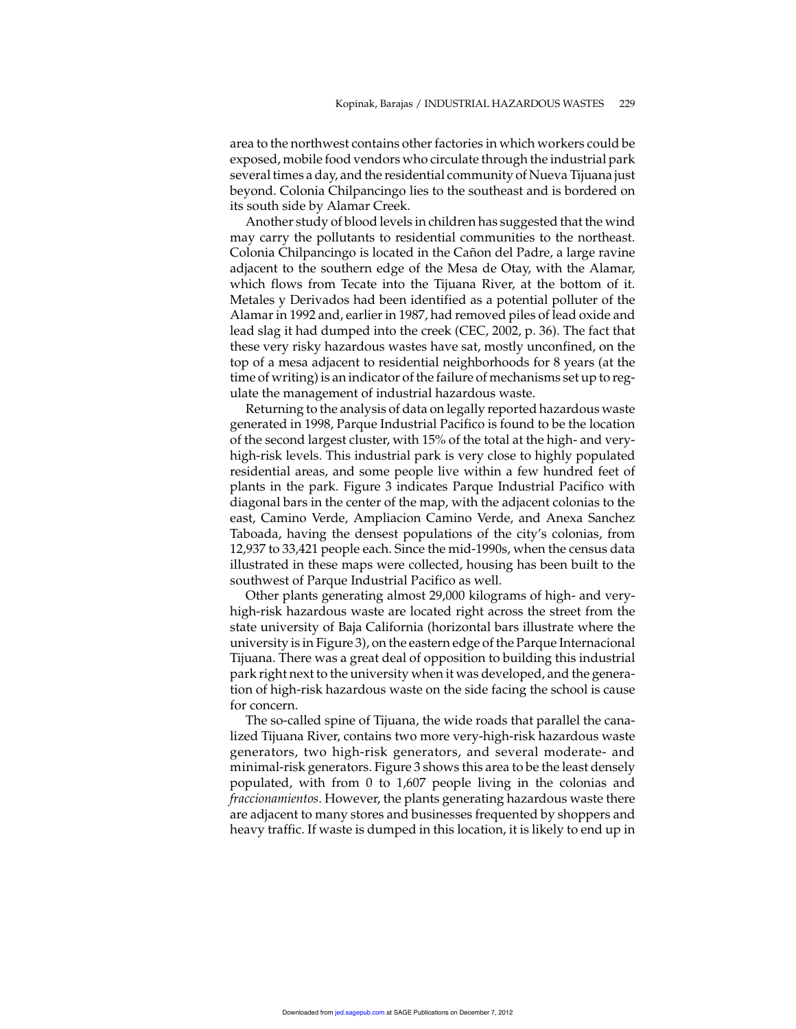area to the northwest contains other factories in which workers could be exposed, mobile food vendors who circulate through the industrial park several times a day, and the residential community of Nueva Tijuana just beyond. Colonia Chilpancingo lies to the southeast and is bordered on its south side by Alamar Creek.

Another study of blood levels in children has suggested that the wind may carry the pollutants to residential communities to the northeast. Colonia Chilpancingo is located in the Cañon del Padre, a large ravine adjacent to the southern edge of the Mesa de Otay, with the Alamar, which flows from Tecate into the Tijuana River, at the bottom of it. Metales y Derivados had been identified as a potential polluter of the Alamar in 1992 and, earlier in 1987, had removed piles of lead oxide and lead slag it had dumped into the creek (CEC, 2002, p. 36). The fact that these very risky hazardous wastes have sat, mostly unconfined, on the top of a mesa adjacent to residential neighborhoods for 8 years (at the time of writing) is an indicator of the failure of mechanisms set up to regulate the management of industrial hazardous waste.

Returning to the analysis of data on legally reported hazardous waste generated in 1998, Parque Industrial Pacifico is found to be the location of the second largest cluster, with 15% of the total at the high- and very-high-risk levels. This industrial park is very close to highly populated residential areas, and some people live within a few hundred feet of plants in the park. Figure 3 indicates Parque Industrial Pacifico with diagonal bars in the center of the map, with the adjacent colonias to the east, Camino Verde, Ampliacion Camino Verde, and Anexa Sanchez Taboada, having the densest populations of the city's colonias, from 12,937 to 33,421 people each. Since the mid-1990s, when the census data illustrated in these maps were collected, housing has been built to the southwest of Parque Industrial Pacifico as well.

Other plants generating almost 29,000 kilograms of high- and very-high-risk hazardous waste are located right across the street from the state university of Baja California (horizontal bars illustrate where the university is in Figure 3), on the eastern edge of the Parque Internacional Tijuana. There was a great deal of opposition to building this industrial park right next to the university when it was developed, and the generation of high-risk hazardous waste on the side facing the school is cause for concern.

The so-called spine of Tijuana, the wide roads that parallel the canalized Tijuana River, contains two more very-high-risk hazardous waste generators, two high-risk generators, and several moderate- and minimal-risk generators. Figure 3 shows this area to be the least densely populated, with from 0 to 1,607 people living in the colonias and *fraccionamientos*. However, the plants generating hazardous waste there are adjacent to many stores and businesses frequented by shoppers and heavy traffic. If waste is dumped in this location, it is likely to end up in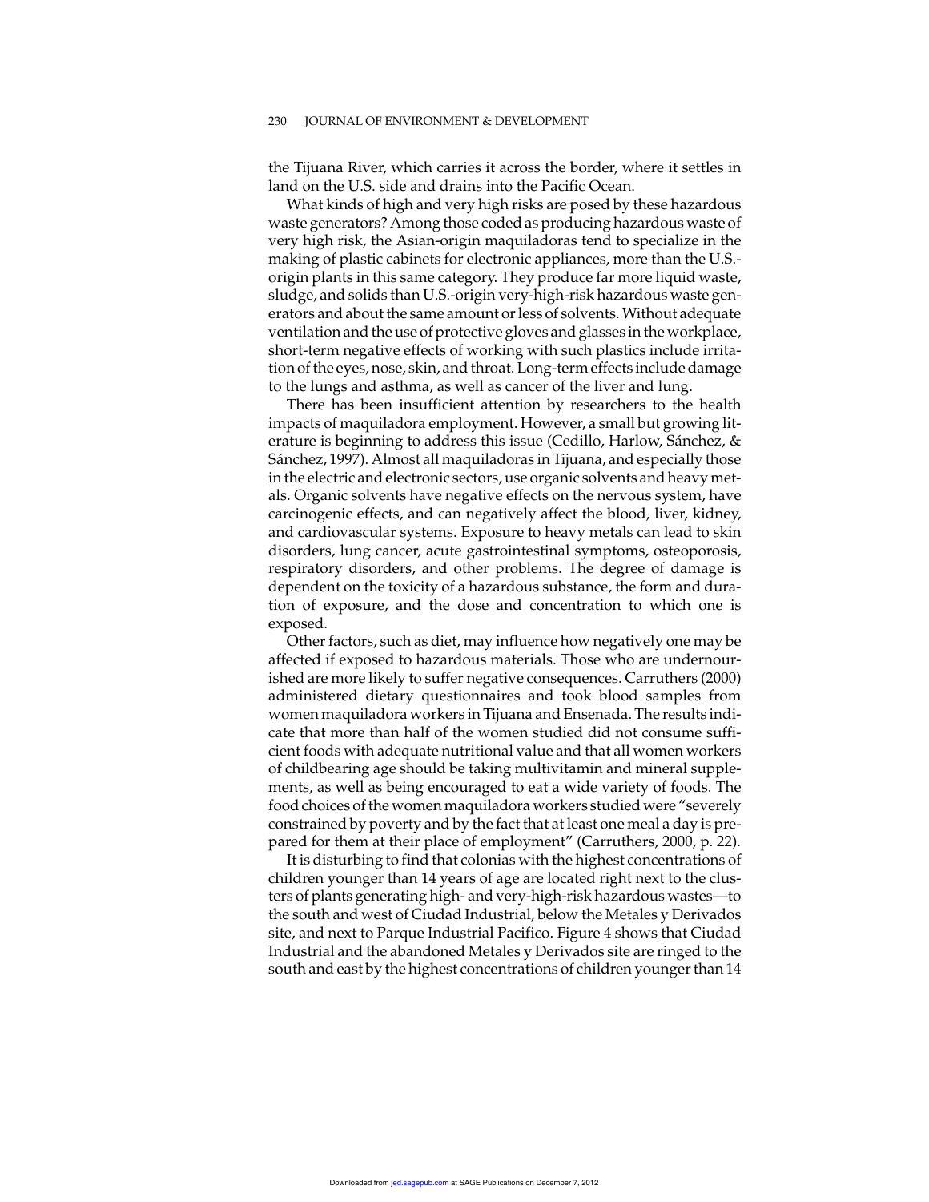the Tijuana River, which carries it across the border, where it settles in land on the U.S. side and drains into the Pacific Ocean.

What kinds of high and very high risks are posed by these hazardous waste generators? Among those coded as producing hazardous waste of very high risk, the Asian-origin maquiladoras tend to specialize in the making of plastic cabinets for electronic appliances, more than the U.S.-origin plants in this same category. They produce far more liquid waste, sludge, and solids than U.S.-origin very-high-risk hazardous waste generators and about the same amount or less of solvents. Without adequate ventilation and the use of protective gloves and glasses in the workplace, short-term negative effects of working with such plastics include irritation of the eyes, nose, skin, and throat. Long-term effects include damage to the lungs and asthma, as well as cancer of the liver and lung.

There has been insufficient attention by researchers to the health impacts of maquiladora employment. However, a small but growing literature is beginning to address this issue (Cedillo, Harlow, Sánchez, & Sánchez, 1997). Almost all maquiladoras in Tijuana, and especially those in the electric and electronic sectors, use organic solvents and heavy metals. Organic solvents have negative effects on the nervous system, have carcinogenic effects, and can negatively affect the blood, liver, kidney, and cardiovascular systems. Exposure to heavy metals can lead to skin disorders, lung cancer, acute gastrointestinal symptoms, osteoporosis, respiratory disorders, and other problems. The degree of damage is dependent on the toxicity of a hazardous substance, the form and duration of exposure, and the dose and concentration to which one is exposed.

Other factors, such as diet, may influence how negatively one may be affected if exposed to hazardous materials. Those who are undernourished are more likely to suffer negative consequences. Carruthers (2000) administered dietary questionnaires and took blood samples from women maquiladora workers in Tijuana and Ensenada. The results indicate that more than half of the women studied did not consume sufficient foods with adequate nutritional value and that all women workers of childbearing age should be taking multivitamin and mineral supplements, as well as being encouraged to eat a wide variety of foods. The food choices of the women maquiladora workers studied were "severely constrained by poverty and by the fact that at least one meal a day is prepared for them at their place of employment" (Carruthers, 2000, p. 22).

It is disturbing to find that colonias with the highest concentrations of children younger than 14 years of age are located right next to the clusters of plants generating high- and very-high-risk hazardous wastes—to the south and west of Ciudad Industrial, below the Metales y Derivados site, and next to Parque Industrial Pacifico. Figure 4 shows that Ciudad Industrial and the abandoned Metales y Derivados site are ringed to the south and east by the highest concentrations of children younger than 14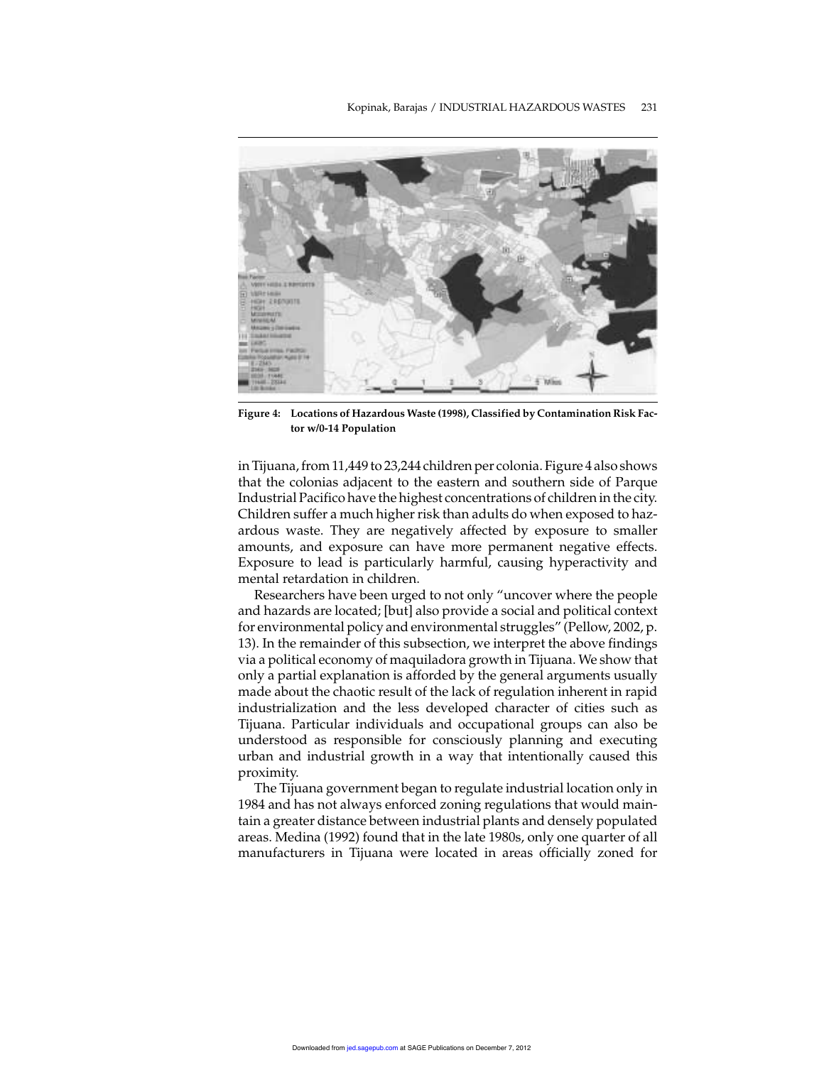Risk Factor

VERY HIGH 2 REPORTS

VERY HIGH

HIGH 2 REPORTS

HIGH

MODERATE

MINIMUM

Parque Industrial Pacifico

Colonia Population Ages 0-14

0 - 2343

2344 - 5628

5629 - 11448

11449 - 23244

1 0 1 2 3 4 5 Miles

N

**Figure 4: Locations of Hazardous Waste (1998), Classified by Contamination Risk Factor w/0-14 Population**

in Tijuana, from 11,449 to 23,244 children per colonia. Figure 4 also shows that the colonias adjacent to the eastern and southern side of Parque Industrial Pacifico have the highest concentrations of children in the city. Children suffer a much higher risk than adults do when exposed to hazardous waste. They are negatively affected by exposure to smaller amounts, and exposure can have more permanent negative effects. Exposure to lead is particularly harmful, causing hyperactivity and mental retardation in children.

Researchers have been urged to not only "uncover where the people and hazards are located; [but] also provide a social and political context for environmental policy and environmental struggles" (Pellow, 2002, p. 13). In the remainder of this subsection, we interpret the above findings via a political economy of maquiladora growth in Tijuana. We show that only a partial explanation is afforded by the general arguments usually made about the chaotic result of the lack of regulation inherent in rapid industrialization and the less developed character of cities such as Tijuana. Particular individuals and occupational groups can also be understood as responsible for consciously planning and executing urban and industrial growth in a way that intentionally caused this proximity.

The Tijuana government began to regulate industrial location only in 1984 and has not always enforced zoning regulations that would maintain a greater distance between industrial plants and densely populated areas. Medina (1992) found that in the late 1980s, only one quarter of all manufacturers in Tijuana were located in areas officially zoned for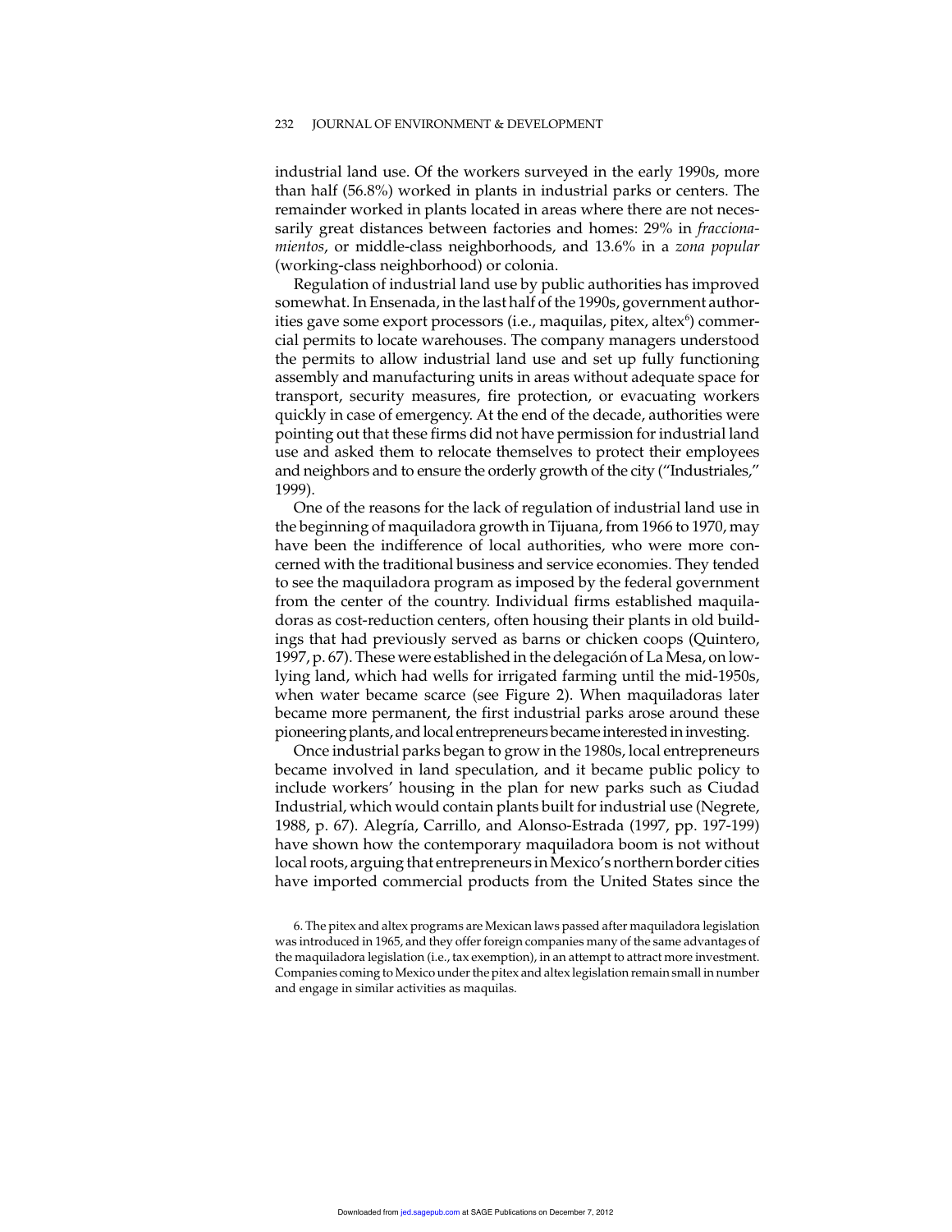industrial land use. Of the workers surveyed in the early 1990s, more than half (56.8%) worked in plants in industrial parks or centers. The remainder worked in plants located in areas where there are not necessarily great distances between factories and homes: 29% in *fraccionamientos*, or middle-class neighborhoods, and 13.6% in a *zona popular* (working-class neighborhood) or colonia.

Regulation of industrial land use by public authorities has improved somewhat. In Ensenada, in the last half of the 1990s, government authorities gave some export processors (i.e., maquilas, pitex, altex[6]) commercial permits to locate warehouses. The company managers understood the permits to allow industrial land use and set up fully functioning assembly and manufacturing units in areas without adequate space for transport, security measures, fire protection, or evacuating workers quickly in case of emergency. At the end of the decade, authorities were pointing out that these firms did not have permission for industrial land use and asked them to relocate themselves to protect their employees and neighbors and to ensure the orderly growth of the city ("Industriales," 1999).

One of the reasons for the lack of regulation of industrial land use in the beginning of maquiladora growth in Tijuana, from 1966 to 1970, may have been the indifference of local authorities, who were more concerned with the traditional business and service economies. They tended to see the maquiladora program as imposed by the federal government from the center of the country. Individual firms established maquiladoras as cost-reduction centers, often housing their plants in old buildings that had previously served as barns or chicken coops (Quintero, 1997, p. 67). These were established in the delegación of La Mesa, on low-lying land, which had wells for irrigated farming until the mid-1950s, when water became scarce (see Figure 2). When maquiladoras later became more permanent, the first industrial parks arose around these pioneering plants, and local entrepreneurs became interested in investing.

Once industrial parks began to grow in the 1980s, local entrepreneurs became involved in land speculation, and it became public policy to include workers' housing in the plan for new parks such as Ciudad Industrial, which would contain plants built for industrial use (Negrete, 1988, p. 67). Alegría, Carrillo, and Alonso-Estrada (1997, pp. 197-199) have shown how the contemporary maquiladora boom is not without local roots, arguing that entrepreneurs in Mexico's northern border cities have imported commercial products from the United States since the

6. The pitex and altex programs are Mexican laws passed after maquiladora legislation was introduced in 1965, and they offer foreign companies many of the same advantages of the maquiladora legislation (i.e., tax exemption), in an attempt to attract more investment. Companies coming to Mexico under the pitex and altex legislation remain small in number and engage in similar activities as maquilas.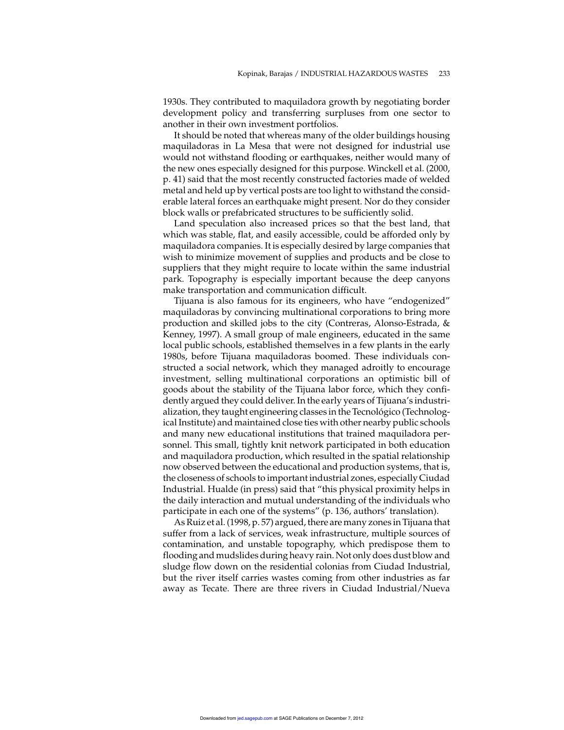1930s. They contributed to maquiladora growth by negotiating border development policy and transferring surpluses from one sector to another in their own investment portfolios.

It should be noted that whereas many of the older buildings housing maquiladoras in La Mesa that were not designed for industrial use would not withstand flooding or earthquakes, neither would many of the new ones especially designed for this purpose. Winckell et al. (2000, p. 41) said that the most recently constructed factories made of welded metal and held up by vertical posts are too light to withstand the considerable lateral forces an earthquake might present. Nor do they consider block walls or prefabricated structures to be sufficiently solid.

Land speculation also increased prices so that the best land, that which was stable, flat, and easily accessible, could be afforded only by maquiladora companies. It is especially desired by large companies that wish to minimize movement of supplies and products and be close to suppliers that they might require to locate within the same industrial park. Topography is especially important because the deep canyons make transportation and communication difficult.

Tijuana is also famous for its engineers, who have "endogenized" maquiladoras by convincing multinational corporations to bring more production and skilled jobs to the city (Contreras, Alonso-Estrada, & Kenney, 1997). A small group of male engineers, educated in the same local public schools, established themselves in a few plants in the early 1980s, before Tijuana maquiladoras boomed. These individuals constructed a social network, which they managed adroitly to encourage investment, selling multinational corporations an optimistic bill of goods about the stability of the Tijuana labor force, which they confidently argued they could deliver. In the early years of Tijuana's industrialization, they taught engineering classes in the Tecnológico (Technological Institute) and maintained close ties with other nearby public schools and many new educational institutions that trained maquiladora personnel. This small, tightly knit network participated in both education and maquiladora production, which resulted in the spatial relationship now observed between the educational and production systems, that is, the closeness of schools to important industrial zones, especially Ciudad Industrial. Hualde (in press) said that "this physical proximity helps in the daily interaction and mutual understanding of the individuals who participate in each one of the systems" (p. 136, authors' translation).

As Ruiz et al. (1998, p. 57) argued, there are many zones in Tijuana that suffer from a lack of services, weak infrastructure, multiple sources of contamination, and unstable topography, which predispose them to flooding and mudslides during heavy rain. Not only does dust blow and sludge flow down on the residential colonias from Ciudad Industrial, but the river itself carries wastes coming from other industries as far away as Tecate. There are three rivers in Ciudad Industrial/Nueva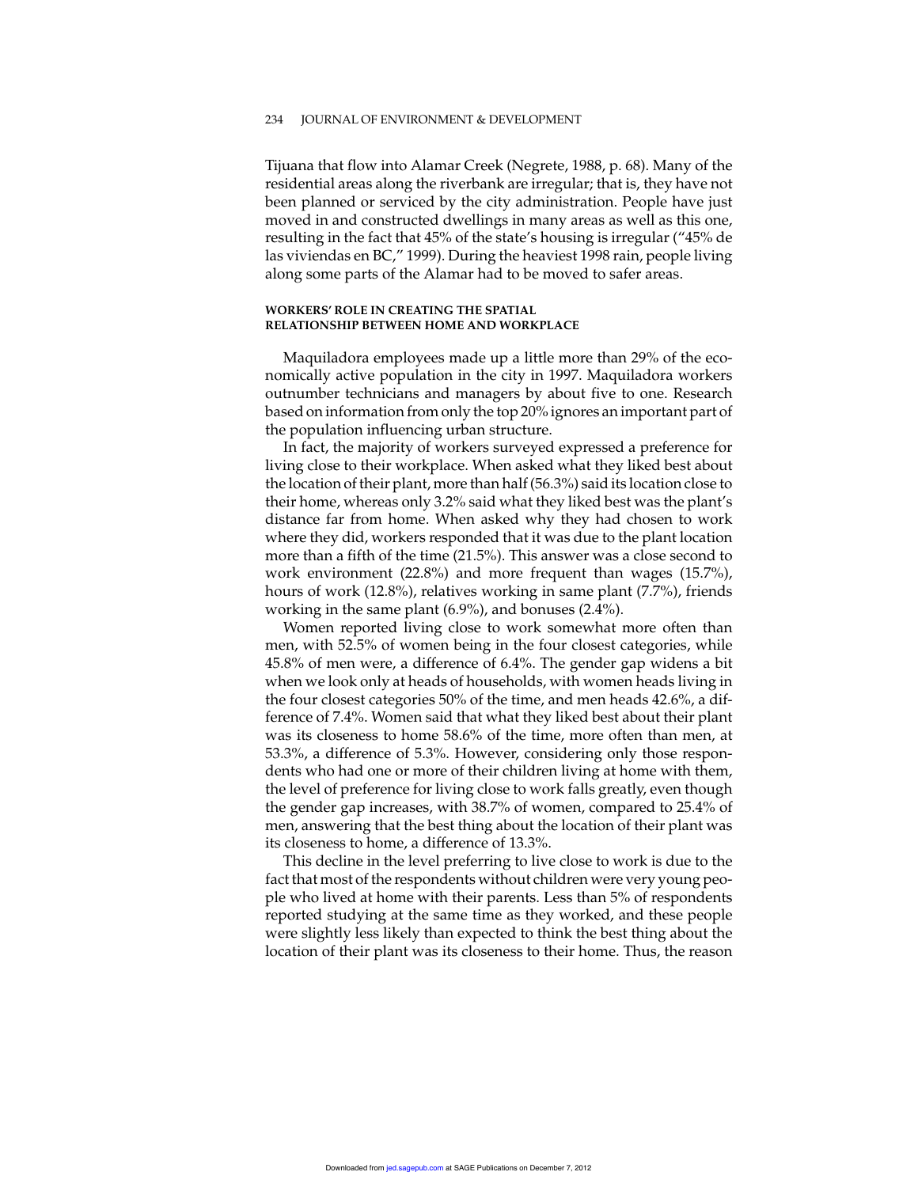Tijuana that flow into Alamar Creek (Negrete, 1988, p. 68). Many of the residential areas along the riverbank are irregular; that is, they have not been planned or serviced by the city administration. People have just moved in and constructed dwellings in many areas as well as this one, resulting in the fact that 45% of the state's housing is irregular ("45% de las viviendas en BC," 1999). During the heaviest 1998 rain, people living along some parts of the Alamar had to be moved to safer areas.

### WORKERS' ROLE IN CREATING THE SPATIAL RELATIONSHIP BETWEEN HOME AND WORKPLACE

Maquiladora employees made up a little more than 29% of the economically active population in the city in 1997. Maquiladora workers outnumber technicians and managers by about five to one. Research based on information from only the top 20% ignores an important part of the population influencing urban structure.

In fact, the majority of workers surveyed expressed a preference for living close to their workplace. When asked what they liked best about the location of their plant, more than half (56.3%) said its location close to their home, whereas only 3.2% said what they liked best was the plant's distance far from home. When asked why they had chosen to work where they did, workers responded that it was due to the plant location more than a fifth of the time (21.5%). This answer was a close second to work environment (22.8%) and more frequent than wages (15.7%), hours of work (12.8%), relatives working in same plant (7.7%), friends working in the same plant (6.9%), and bonuses (2.4%).

Women reported living close to work somewhat more often than men, with 52.5% of women being in the four closest categories, while 45.8% of men were, a difference of 6.4%. The gender gap widens a bit when we look only at heads of households, with women heads living in the four closest categories 50% of the time, and men heads 42.6%, a difference of 7.4%. Women said that what they liked best about their plant was its closeness to home 58.6% of the time, more often than men, at 53.3%, a difference of 5.3%. However, considering only those respondents who had one or more of their children living at home with them, the level of preference for living close to work falls greatly, even though the gender gap increases, with 38.7% of women, compared to 25.4% of men, answering that the best thing about the location of their plant was its closeness to home, a difference of 13.3%.

This decline in the level preferring to live close to work is due to the fact that most of the respondents without children were very young people who lived at home with their parents. Less than 5% of respondents reported studying at the same time as they worked, and these people were slightly less likely than expected to think the best thing about the location of their plant was its closeness to their home. Thus, the reason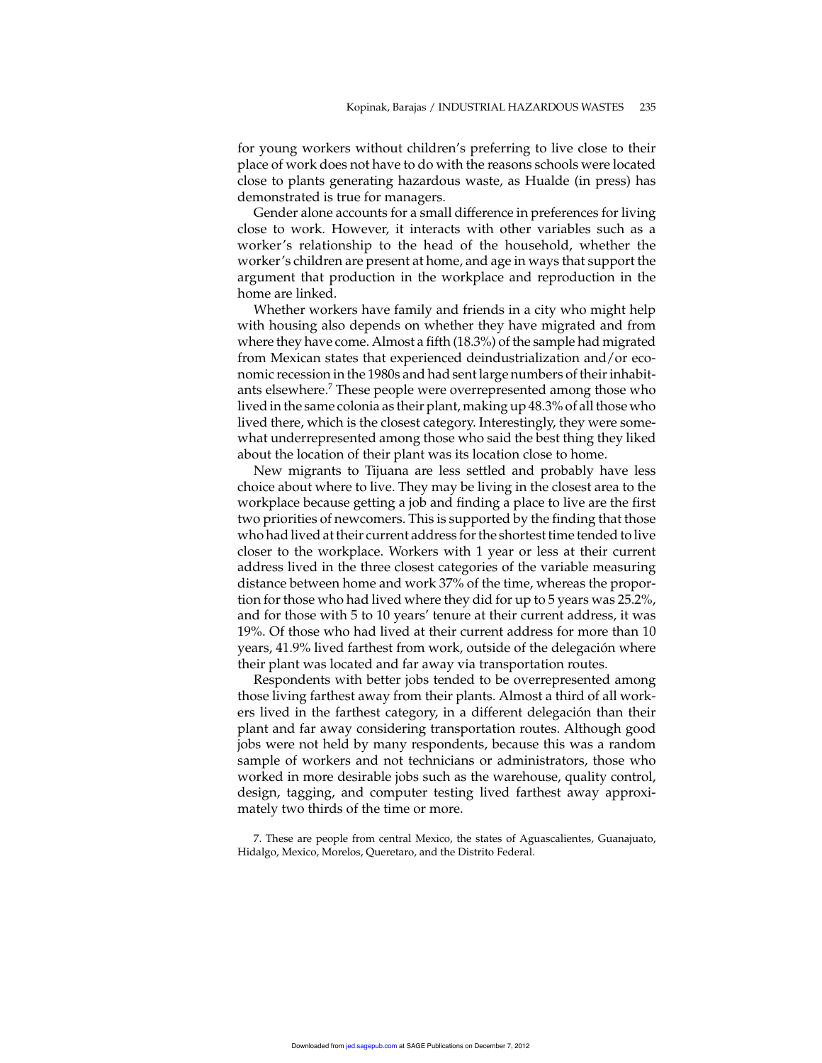for young workers without children's preferring to live close to their place of work does not have to do with the reasons schools were located close to plants generating hazardous waste, as Hualde (in press) has demonstrated is true for managers.

Gender alone accounts for a small difference in preferences for living close to work. However, it interacts with other variables such as a worker's relationship to the head of the household, whether the worker's children are present at home, and age in ways that support the argument that production in the workplace and reproduction in the home are linked.

Whether workers have family and friends in a city who might help with housing also depends on whether they have migrated and from where they have come. Almost a fifth (18.3%) of the sample had migrated from Mexican states that experienced deindustrialization and/or economic recession in the 1980s and had sent large numbers of their inhabitants elsewhere.[7] These people were overrepresented among those who lived in the same colonia as their plant, making up 48.3% of all those who lived there, which is the closest category. Interestingly, they were somewhat underrepresented among those who said the best thing they liked about the location of their plant was its location close to home.

New migrants to Tijuana are less settled and probably have less choice about where to live. They may be living in the closest area to the workplace because getting a job and finding a place to live are the first two priorities of newcomers. This is supported by the finding that those who had lived at their current address for the shortest time tended to live closer to the workplace. Workers with 1 year or less at their current address lived in the three closest categories of the variable measuring distance between home and work 37% of the time, whereas the proportion for those who had lived where they did for up to 5 years was 25.2%, and for those with 5 to 10 years' tenure at their current address, it was 19%. Of those who had lived at their current address for more than 10 years, 41.9% lived farthest from work, outside of the delegación where their plant was located and far away via transportation routes.

Respondents with better jobs tended to be overrepresented among those living farthest away from their plants. Almost a third of all workers lived in the farthest category, in a different delegación than their plant and far away considering transportation routes. Although good jobs were not held by many respondents, because this was a random sample of workers and not technicians or administrators, those who worked in more desirable jobs such as the warehouse, quality control, design, tagging, and computer testing lived farthest away approximately two thirds of the time or more.

7. These are people from central Mexico, the states of Aguascalientes, Guanajuato, Hidalgo, Mexico, Morelos, Queretaro, and the Distrito Federal.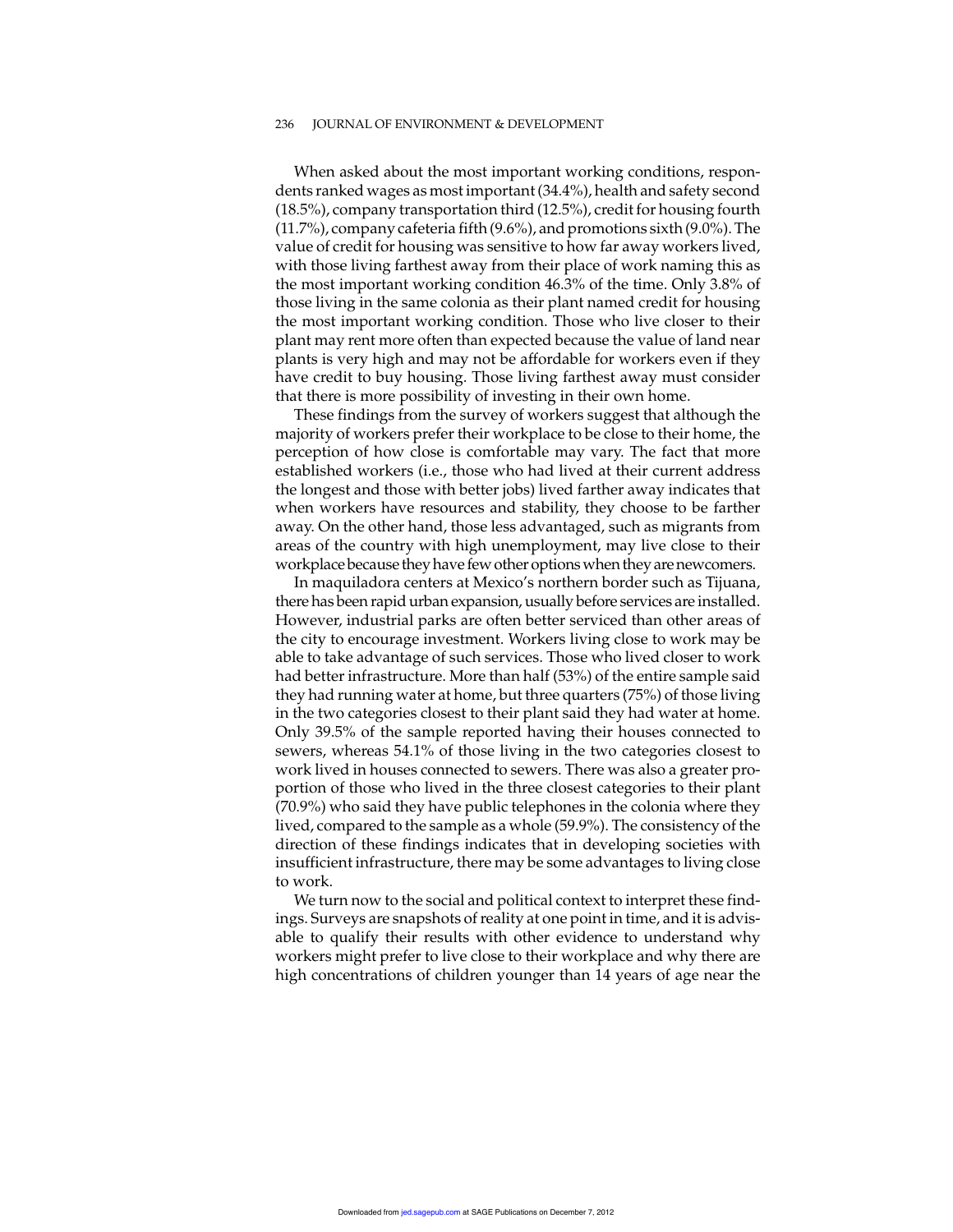When asked about the most important working conditions, respondents ranked wages as most important (34.4%), health and safety second (18.5%), company transportation third (12.5%), credit for housing fourth (11.7%), company cafeteria fifth (9.6%), and promotions sixth (9.0%). The value of credit for housing was sensitive to how far away workers lived, with those living farthest away from their place of work naming this as the most important working condition 46.3% of the time. Only 3.8% of those living in the same colonia as their plant named credit for housing the most important working condition. Those who live closer to their plant may rent more often than expected because the value of land near plants is very high and may not be affordable for workers even if they have credit to buy housing. Those living farthest away must consider that there is more possibility of investing in their own home.

These findings from the survey of workers suggest that although the majority of workers prefer their workplace to be close to their home, the perception of how close is comfortable may vary. The fact that more established workers (i.e., those who had lived at their current address the longest and those with better jobs) lived farther away indicates that when workers have resources and stability, they choose to be farther away. On the other hand, those less advantaged, such as migrants from areas of the country with high unemployment, may live close to their workplace because they have few other options when they are newcomers.

In maquiladora centers at Mexico's northern border such as Tijuana, there has been rapid urban expansion, usually before services are installed. However, industrial parks are often better serviced than other areas of the city to encourage investment. Workers living close to work may be able to take advantage of such services. Those who lived closer to work had better infrastructure. More than half (53%) of the entire sample said they had running water at home, but three quarters (75%) of those living in the two categories closest to their plant said they had water at home. Only 39.5% of the sample reported having their houses connected to sewers, whereas 54.1% of those living in the two categories closest to work lived in houses connected to sewers. There was also a greater proportion of those who lived in the three closest categories to their plant (70.9%) who said they have public telephones in the colonia where they lived, compared to the sample as a whole (59.9%). The consistency of the direction of these findings indicates that in developing societies with insufficient infrastructure, there may be some advantages to living close to work.

We turn now to the social and political context to interpret these findings. Surveys are snapshots of reality at one point in time, and it is advisable to qualify their results with other evidence to understand why workers might prefer to live close to their workplace and why there are high concentrations of children younger than 14 years of age near the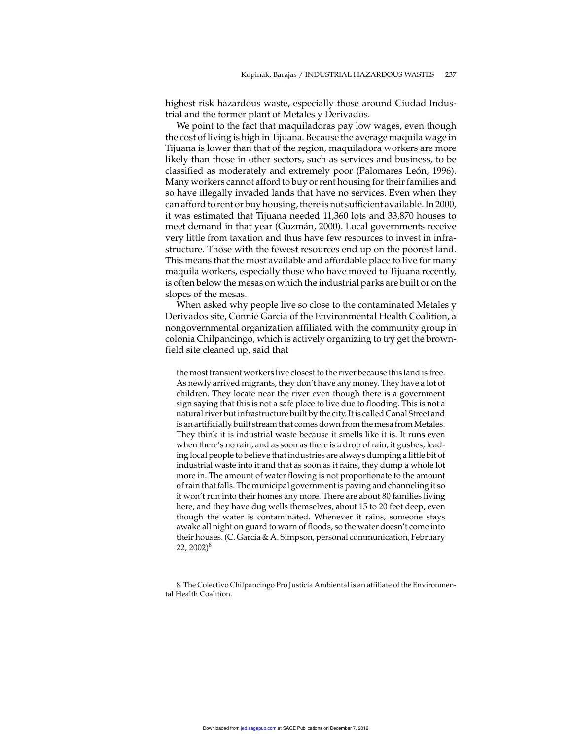highest risk hazardous waste, especially those around Ciudad Industrial and the former plant of Metales y Derivados.

We point to the fact that maquiladoras pay low wages, even though the cost of living is high in Tijuana. Because the average maquila wage in Tijuana is lower than that of the region, maquiladora workers are more likely than those in other sectors, such as services and business, to be classified as moderately and extremely poor (Palomares León, 1996). Many workers cannot afford to buy or rent housing for their families and so have illegally invaded lands that have no services. Even when they can afford to rent or buy housing, there is not sufficient available. In 2000, it was estimated that Tijuana needed 11,360 lots and 33,870 houses to meet demand in that year (Guzmán, 2000). Local governments receive very little from taxation and thus have few resources to invest in infrastructure. Those with the fewest resources end up on the poorest land. This means that the most available and affordable place to live for many maquila workers, especially those who have moved to Tijuana recently, is often below the mesas on which the industrial parks are built or on the slopes of the mesas.

When asked why people live so close to the contaminated Metales y Derivados site, Connie Garcia of the Environmental Health Coalition, a nongovernmental organization affiliated with the community group in colonia Chilpancingo, which is actively organizing to try get the brownfield site cleaned up, said that

> the most transient workers live closest to the river because this land is free. As newly arrived migrants, they don't have any money. They have a lot of children. They locate near the river even though there is a government sign saying that this is not a safe place to live due to flooding. This is not a natural river but infrastructure built by the city. It is called Canal Street and is an artificially built stream that comes down from the mesa from Metales. They think it is industrial waste because it smells like it is. It runs even when there's no rain, and as soon as there is a drop of rain, it gushes, leading local people to believe that industries are always dumping a little bit of industrial waste into it and that as soon as it rains, they dump a whole lot more in. The amount of water flowing is not proportionate to the amount of rain that falls. The municipal government is paving and channeling it so it won't run into their homes any more. There are about 80 families living here, and they have dug wells themselves, about 15 to 20 feet deep, even though the water is contaminated. Whenever it rains, someone stays awake all night on guard to warn of floods, so the water doesn't come into their houses. (C. Garcia & A. Simpson, personal communication, February 22, 2002)[8]

8. The Colectivo Chilpancingo Pro Justicia Ambiental is an affiliate of the Environmental Health Coalition.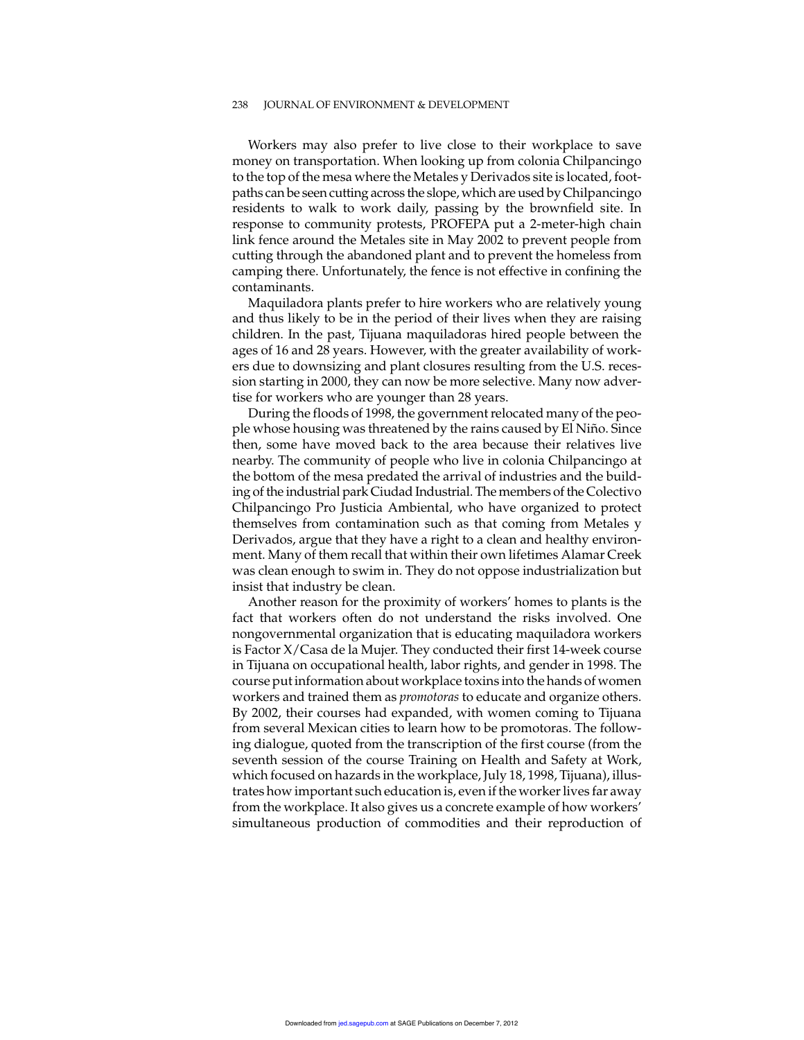Workers may also prefer to live close to their workplace to save money on transportation. When looking up from colonia Chilpancingo to the top of the mesa where the Metales y Derivados site is located, footpaths can be seen cutting across the slope, which are used by Chilpancingo residents to walk to work daily, passing by the brownfield site. In response to community protests, PROFEPA put a 2-meter-high chain link fence around the Metales site in May 2002 to prevent people from cutting through the abandoned plant and to prevent the homeless from camping there. Unfortunately, the fence is not effective in confining the contaminants.

Maquiladora plants prefer to hire workers who are relatively young and thus likely to be in the period of their lives when they are raising children. In the past, Tijuana maquiladoras hired people between the ages of 16 and 28 years. However, with the greater availability of workers due to downsizing and plant closures resulting from the U.S. recession starting in 2000, they can now be more selective. Many now advertise for workers who are younger than 28 years.

During the floods of 1998, the government relocated many of the people whose housing was threatened by the rains caused by El Niño. Since then, some have moved back to the area because their relatives live nearby. The community of people who live in colonia Chilpancingo at the bottom of the mesa predated the arrival of industries and the building of the industrial park Ciudad Industrial. The members of the Colectivo Chilpancingo Pro Justicia Ambiental, who have organized to protect themselves from contamination such as that coming from Metales y Derivados, argue that they have a right to a clean and healthy environment. Many of them recall that within their own lifetimes Alamar Creek was clean enough to swim in. They do not oppose industrialization but insist that industry be clean.

Another reason for the proximity of workers' homes to plants is the fact that workers often do not understand the risks involved. One nongovernmental organization that is educating maquiladora workers is Factor X/Casa de la Mujer. They conducted their first 14-week course in Tijuana on occupational health, labor rights, and gender in 1998. The course put information about workplace toxins into the hands of women workers and trained them as *promotoras* to educate and organize others. By 2002, their courses had expanded, with women coming to Tijuana from several Mexican cities to learn how to be promotoras. The following dialogue, quoted from the transcription of the first course (from the seventh session of the course Training on Health and Safety at Work, which focused on hazards in the workplace, July 18, 1998, Tijuana), illustrates how important such education is, even if the worker lives far away from the workplace. It also gives us a concrete example of how workers' simultaneous production of commodities and their reproduction of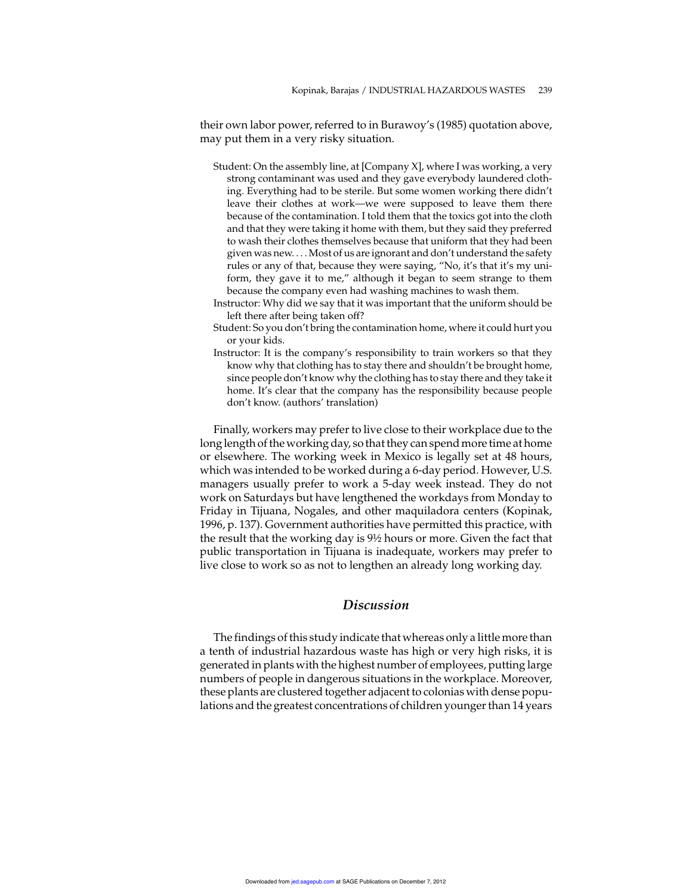their own labor power, referred to in Burawoy's (1985) quotation above, may put them in a very risky situation.

> Student: On the assembly line, at [Company X], where I was working, a very strong contaminant was used and they gave everybody laundered clothing. Everything had to be sterile. But some women working there didn't leave their clothes at work—we were supposed to leave them there because of the contamination. I told them that the toxics got into the cloth and that they were taking it home with them, but they said they preferred to wash their clothes themselves because that uniform that they had been given was new. . . . Most of us are ignorant and don't understand the safety rules or any of that, because they were saying, "No, it's that it's my uniform, they gave it to me," although it began to seem strange to them because the company even had washing machines to wash them.
>
> Instructor: Why did we say that it was important that the uniform should be left there after being taken off?
>
> Student: So you don't bring the contamination home, where it could hurt you or your kids.
>
> Instructor: It is the company's responsibility to train workers so that they know why that clothing has to stay there and shouldn't be brought home, since people don't know why the clothing has to stay there and they take it home. It's clear that the company has the responsibility because people don't know. (authors' translation)

Finally, workers may prefer to live close to their workplace due to the long length of the working day, so that they can spend more time at home or elsewhere. The working week in Mexico is legally set at 48 hours, which was intended to be worked during a 6-day period. However, U.S. managers usually prefer to work a 5-day week instead. They do not work on Saturdays but have lengthened the workdays from Monday to Friday in Tijuana, Nogales, and other maquiladora centers (Kopinak, 1996, p. 137). Government authorities have permitted this practice, with the result that the working day is 9½ hours or more. Given the fact that public transportation in Tijuana is inadequate, workers may prefer to live close to work so as not to lengthen an already long working day.

## *Discussion*

The findings of this study indicate that whereas only a little more than a tenth of industrial hazardous waste has high or very high risks, it is generated in plants with the highest number of employees, putting large numbers of people in dangerous situations in the workplace. Moreover, these plants are clustered together adjacent to colonias with dense populations and the greatest concentrations of children younger than 14 years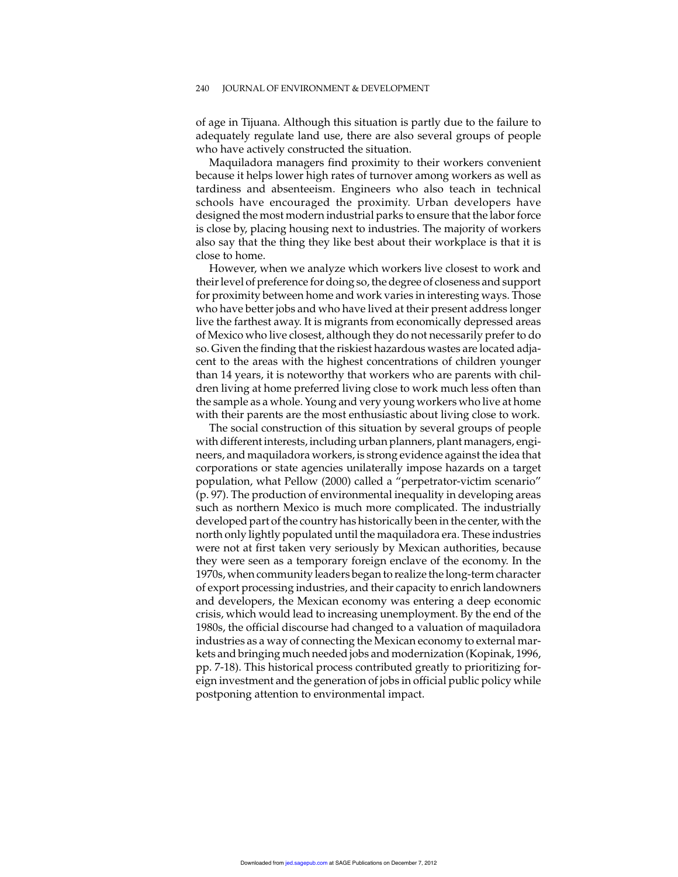of age in Tijuana. Although this situation is partly due to the failure to adequately regulate land use, there are also several groups of people who have actively constructed the situation.

Maquiladora managers find proximity to their workers convenient because it helps lower high rates of turnover among workers as well as tardiness and absenteeism. Engineers who also teach in technical schools have encouraged the proximity. Urban developers have designed the most modern industrial parks to ensure that the labor force is close by, placing housing next to industries. The majority of workers also say that the thing they like best about their workplace is that it is close to home.

However, when we analyze which workers live closest to work and their level of preference for doing so, the degree of closeness and support for proximity between home and work varies in interesting ways. Those who have better jobs and who have lived at their present address longer live the farthest away. It is migrants from economically depressed areas of Mexico who live closest, although they do not necessarily prefer to do so. Given the finding that the riskiest hazardous wastes are located adjacent to the areas with the highest concentrations of children younger than 14 years, it is noteworthy that workers who are parents with children living at home preferred living close to work much less often than the sample as a whole. Young and very young workers who live at home with their parents are the most enthusiastic about living close to work.

The social construction of this situation by several groups of people with different interests, including urban planners, plant managers, engineers, and maquiladora workers, is strong evidence against the idea that corporations or state agencies unilaterally impose hazards on a target population, what Pellow (2000) called a "perpetrator-victim scenario" (p. 97). The production of environmental inequality in developing areas such as northern Mexico is much more complicated. The industrially developed part of the country has historically been in the center, with the north only lightly populated until the maquiladora era. These industries were not at first taken very seriously by Mexican authorities, because they were seen as a temporary foreign enclave of the economy. In the 1970s, when community leaders began to realize the long-term character of export processing industries, and their capacity to enrich landowners and developers, the Mexican economy was entering a deep economic crisis, which would lead to increasing unemployment. By the end of the 1980s, the official discourse had changed to a valuation of maquiladora industries as a way of connecting the Mexican economy to external markets and bringing much needed jobs and modernization (Kopinak, 1996, pp. 7-18). This historical process contributed greatly to prioritizing foreign investment and the generation of jobs in official public policy while postponing attention to environmental impact.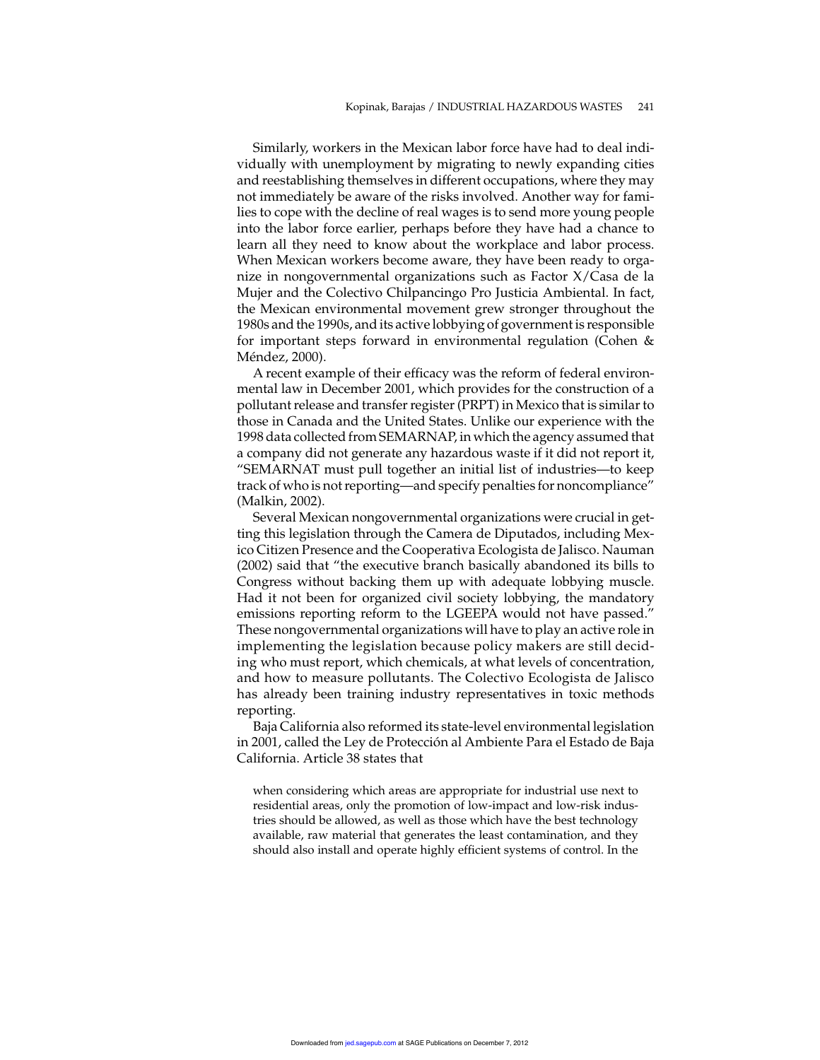Similarly, workers in the Mexican labor force have had to deal individually with unemployment by migrating to newly expanding cities and reestablishing themselves in different occupations, where they may not immediately be aware of the risks involved. Another way for families to cope with the decline of real wages is to send more young people into the labor force earlier, perhaps before they have had a chance to learn all they need to know about the workplace and labor process. When Mexican workers become aware, they have been ready to organize in nongovernmental organizations such as Factor X/Casa de la Mujer and the Colectivo Chilpancingo Pro Justicia Ambiental. In fact, the Mexican environmental movement grew stronger throughout the 1980s and the 1990s, and its active lobbying of government is responsible for important steps forward in environmental regulation (Cohen & Méndez, 2000).

A recent example of their efficacy was the reform of federal environmental law in December 2001, which provides for the construction of a pollutant release and transfer register (PRPT) in Mexico that is similar to those in Canada and the United States. Unlike our experience with the 1998 data collected from SEMARNAP, in which the agency assumed that a company did not generate any hazardous waste if it did not report it, "SEMARNAT must pull together an initial list of industries—to keep track of who is not reporting—and specify penalties for noncompliance" (Malkin, 2002).

Several Mexican nongovernmental organizations were crucial in getting this legislation through the Camera de Diputados, including Mexico Citizen Presence and the Cooperativa Ecologista de Jalisco. Nauman (2002) said that "the executive branch basically abandoned its bills to Congress without backing them up with adequate lobbying muscle. Had it not been for organized civil society lobbying, the mandatory emissions reporting reform to the LGEEPA would not have passed." These nongovernmental organizations will have to play an active role in implementing the legislation because policy makers are still deciding who must report, which chemicals, at what levels of concentration, and how to measure pollutants. The Colectivo Ecologista de Jalisco has already been training industry representatives in toxic methods reporting.

Baja California also reformed its state-level environmental legislation in 2001, called the Ley de Protección al Ambiente Para el Estado de Baja California. Article 38 states that

> when considering which areas are appropriate for industrial use next to residential areas, only the promotion of low-impact and low-risk industries should be allowed, as well as those which have the best technology available, raw material that generates the least contamination, and they should also install and operate highly efficient systems of control. In the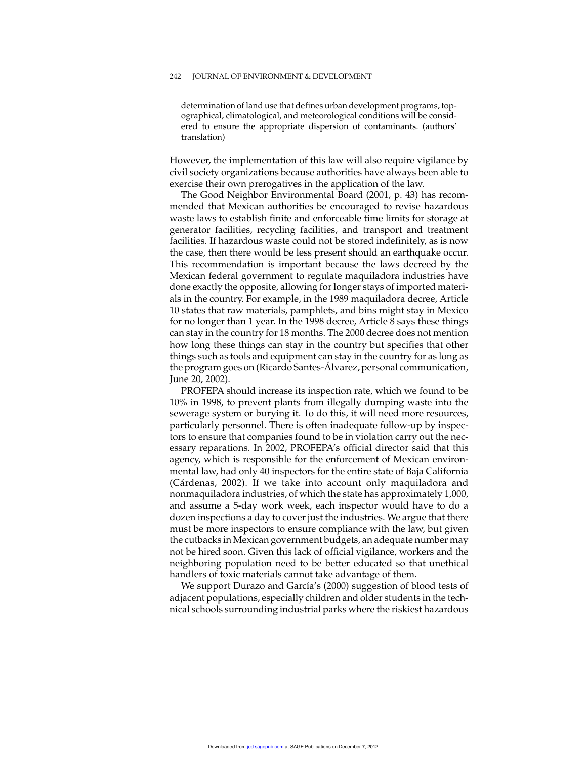determination of land use that defines urban development programs, topographical, climatological, and meteorological conditions will be considered to ensure the appropriate dispersion of contaminants. (authors' translation)

However, the implementation of this law will also require vigilance by civil society organizations because authorities have always been able to exercise their own prerogatives in the application of the law.

The Good Neighbor Environmental Board (2001, p. 43) has recommended that Mexican authorities be encouraged to revise hazardous waste laws to establish finite and enforceable time limits for storage at generator facilities, recycling facilities, and transport and treatment facilities. If hazardous waste could not be stored indefinitely, as is now the case, then there would be less present should an earthquake occur. This recommendation is important because the laws decreed by the Mexican federal government to regulate maquiladora industries have done exactly the opposite, allowing for longer stays of imported materials in the country. For example, in the 1989 maquiladora decree, Article 10 states that raw materials, pamphlets, and bins might stay in Mexico for no longer than 1 year. In the 1998 decree, Article 8 says these things can stay in the country for 18 months. The 2000 decree does not mention how long these things can stay in the country but specifies that other things such as tools and equipment can stay in the country for as long as the program goes on (Ricardo Santes-Álvarez, personal communication, June 20, 2002).

PROFEPA should increase its inspection rate, which we found to be 10% in 1998, to prevent plants from illegally dumping waste into the sewerage system or burying it. To do this, it will need more resources, particularly personnel. There is often inadequate follow-up by inspectors to ensure that companies found to be in violation carry out the necessary reparations. In 2002, PROFEPA's official director said that this agency, which is responsible for the enforcement of Mexican environmental law, had only 40 inspectors for the entire state of Baja California (Cárdenas, 2002). If we take into account only maquiladora and nonmaquiladora industries, of which the state has approximately 1,000, and assume a 5-day work week, each inspector would have to do a dozen inspections a day to cover just the industries. We argue that there must be more inspectors to ensure compliance with the law, but given the cutbacks in Mexican government budgets, an adequate number may not be hired soon. Given this lack of official vigilance, workers and the neighboring population need to be better educated so that unethical handlers of toxic materials cannot take advantage of them.

We support Durazo and García's (2000) suggestion of blood tests of adjacent populations, especially children and older students in the technical schools surrounding industrial parks where the riskiest hazardous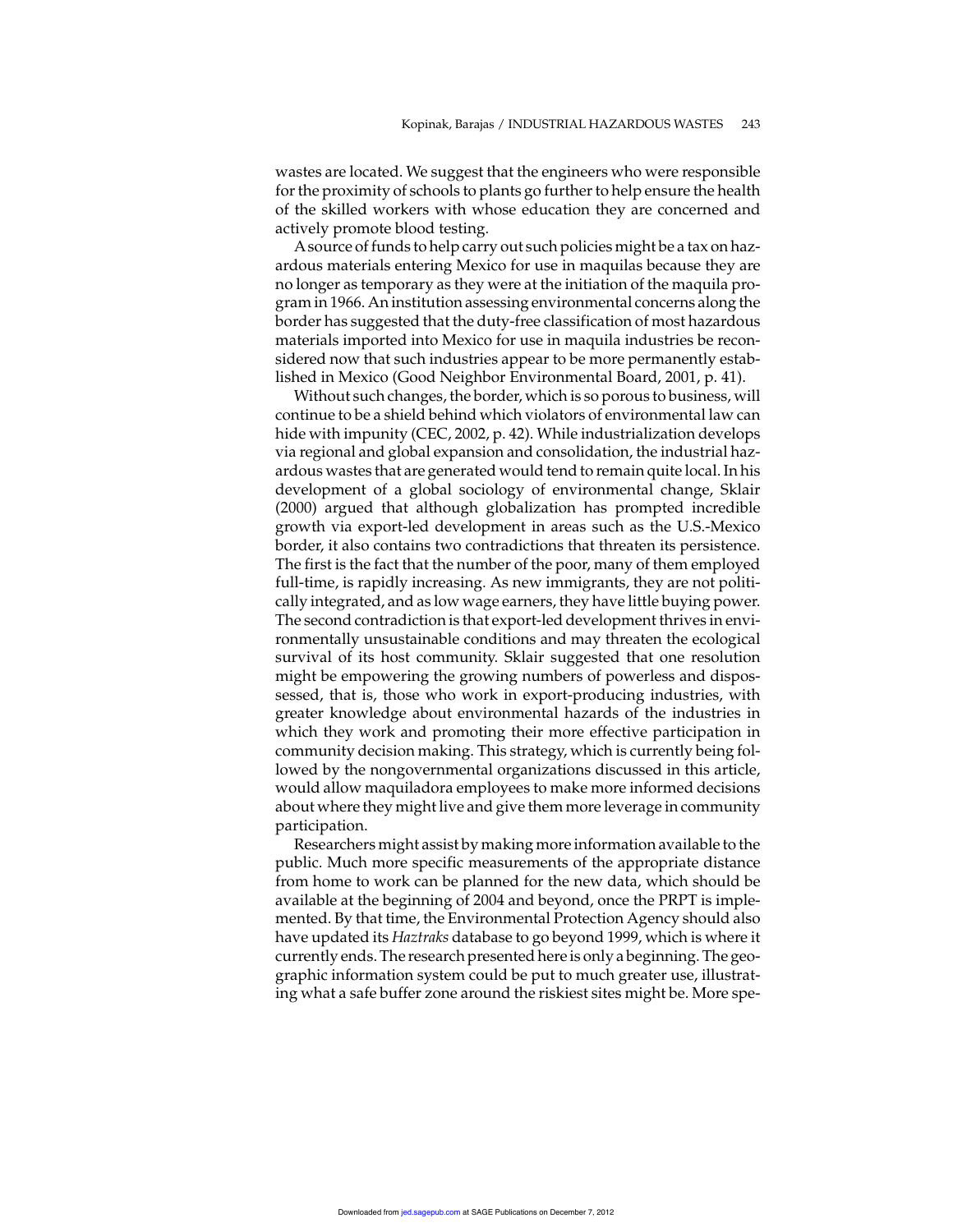wastes are located. We suggest that the engineers who were responsible for the proximity of schools to plants go further to help ensure the health of the skilled workers with whose education they are concerned and actively promote blood testing.

A source of funds to help carry out such policies might be a tax on hazardous materials entering Mexico for use in maquilas because they are no longer as temporary as they were at the initiation of the maquila program in 1966. An institution assessing environmental concerns along the border has suggested that the duty-free classification of most hazardous materials imported into Mexico for use in maquila industries be reconsidered now that such industries appear to be more permanently established in Mexico (Good Neighbor Environmental Board, 2001, p. 41).

Without such changes, the border, which is so porous to business, will continue to be a shield behind which violators of environmental law can hide with impunity (CEC, 2002, p. 42). While industrialization develops via regional and global expansion and consolidation, the industrial hazardous wastes that are generated would tend to remain quite local. In his development of a global sociology of environmental change, Sklair (2000) argued that although globalization has prompted incredible growth via export-led development in areas such as the U.S.-Mexico border, it also contains two contradictions that threaten its persistence. The first is the fact that the number of the poor, many of them employed full-time, is rapidly increasing. As new immigrants, they are not politically integrated, and as low wage earners, they have little buying power. The second contradiction is that export-led development thrives in environmentally unsustainable conditions and may threaten the ecological survival of its host community. Sklair suggested that one resolution might be empowering the growing numbers of powerless and dispossessed, that is, those who work in export-producing industries, with greater knowledge about environmental hazards of the industries in which they work and promoting their more effective participation in community decision making. This strategy, which is currently being followed by the nongovernmental organizations discussed in this article, would allow maquiladora employees to make more informed decisions about where they might live and give them more leverage in community participation.

Researchers might assist by making more information available to the public. Much more specific measurements of the appropriate distance from home to work can be planned for the new data, which should be available at the beginning of 2004 and beyond, once the PRPT is implemented. By that time, the Environmental Protection Agency should also have updated its *Haztraks* database to go beyond 1999, which is where it currently ends. The research presented here is only a beginning. The geographic information system could be put to much greater use, illustrating what a safe buffer zone around the riskiest sites might be. More spe-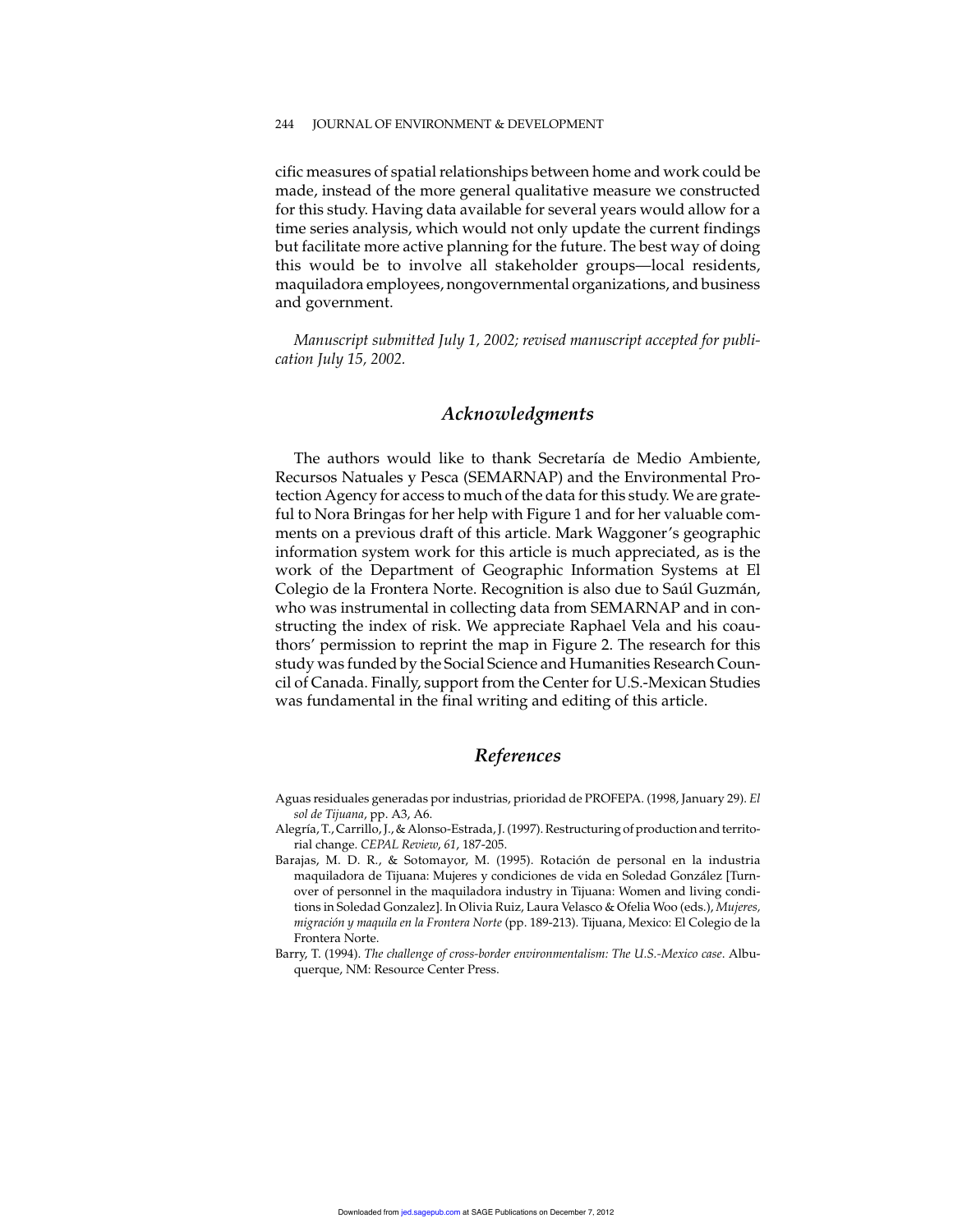cific measures of spatial relationships between home and work could be made, instead of the more general qualitative measure we constructed for this study. Having data available for several years would allow for a time series analysis, which would not only update the current findings but facilitate more active planning for the future. The best way of doing this would be to involve all stakeholder groups—local residents, maquiladora employees, nongovernmental organizations, and business and government.

*Manuscript submitted July 1, 2002; revised manuscript accepted for publication July 15, 2002.*

## Acknowledgments

The authors would like to thank Secretaría de Medio Ambiente, Recursos Natuales y Pesca (SEMARNAP) and the Environmental Protection Agency for access to much of the data for this study. We are grateful to Nora Bringas for her help with Figure 1 and for her valuable comments on a previous draft of this article. Mark Waggoner's geographic information system work for this article is much appreciated, as is the work of the Department of Geographic Information Systems at El Colegio de la Frontera Norte. Recognition is also due to Saúl Guzmán, who was instrumental in collecting data from SEMARNAP and in constructing the index of risk. We appreciate Raphael Vela and his coauthors' permission to reprint the map in Figure 2. The research for this study was funded by the Social Science and Humanities Research Council of Canada. Finally, support from the Center for U.S.-Mexican Studies was fundamental in the final writing and editing of this article.

## References

Aguas residuales generadas por industrias, prioridad de PROFEPA. (1998, January 29). *El sol de Tijuana*, pp. A3, A6.

Alegría, T., Carrillo, J., & Alonso-Estrada, J. (1997). Restructuring of production and territorial change. *CEPAL Review*, *61*, 187-205.

Barajas, M. D. R., & Sotomayor, M. (1995). Rotación de personal en la industria maquiladora de Tijuana: Mujeres y condiciones de vida en Soledad González [Turnover of personnel in the maquiladora industry in Tijuana: Women and living conditions in Soledad Gonzalez]. In Olivia Ruiz, Laura Velasco & Ofelia Woo (eds.), *Mujeres, migración y maquila en la Frontera Norte* (pp. 189-213). Tijuana, Mexico: El Colegio de la Frontera Norte.

Barry, T. (1994). *The challenge of cross-border environmentalism: The U.S.-Mexico case*. Albuquerque, NM: Resource Center Press.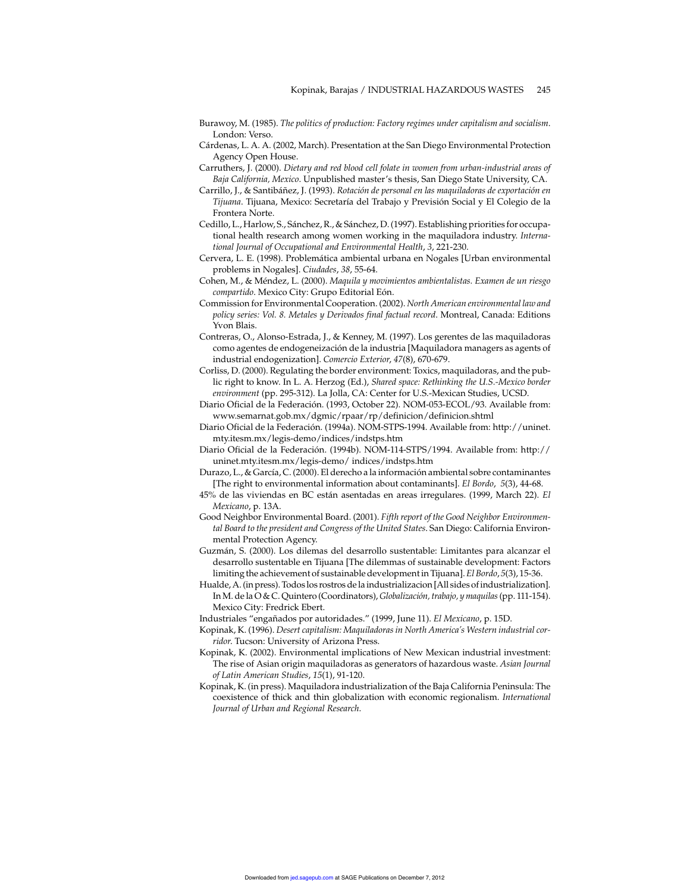Burawoy, M. (1985). *The politics of production: Factory regimes under capitalism and socialism*. London: Verso.

Cárdenas, L. A. A. (2002, March). Presentation at the San Diego Environmental Protection Agency Open House.

Carruthers, J. (2000). *Dietary and red blood cell folate in women from urban-industrial areas of Baja California, Mexico*. Unpublished master's thesis, San Diego State University, CA.

Carrillo, J., & Santibáñez, J. (1993). *Rotación de personal en las maquiladoras de exportación en Tijuana*. Tijuana, Mexico: Secretaría del Trabajo y Previsión Social y El Colegio de la Frontera Norte.

Cedillo, L., Harlow, S., Sánchez, R., & Sánchez, D. (1997). Establishing priorities for occupational health research among women working in the maquiladora industry. *International Journal of Occupational and Environmental Health*, *3*, 221-230.

Cervera, L. E. (1998). Problemática ambiental urbana en Nogales [Urban environmental problems in Nogales]. *Ciudades*, *38*, 55-64.

Cohen, M., & Méndez, L. (2000). *Maquila y movimientos ambientalistas. Examen de un riesgo compartido*. Mexico City: Grupo Editorial Eón.

Commission for Environmental Cooperation. (2002). *North American environmental law and policy series: Vol. 8. Metales y Derivados final factual record*. Montreal, Canada: Editions Yvon Blais.

Contreras, O., Alonso-Estrada, J., & Kenney, M. (1997). Los gerentes de las maquiladoras como agentes de endogeneización de la industria [Maquiladora managers as agents of industrial endogenization]. *Comercio Exterior*, *47*(8), 670-679.

Corliss, D. (2000). Regulating the border environment: Toxics, maquiladoras, and the public right to know. In L. A. Herzog (Ed.), *Shared space: Rethinking the U.S.-Mexico border environment* (pp. 295-312). La Jolla, CA: Center for U.S.-Mexican Studies, UCSD.

Diario Oficial de la Federación. (1993, October 22). NOM-053-ECOL/93. Available from: www.semarnat.gob.mx/dgmic/rpaar/rp/definicion/definicion.shtml

Diario Oficial de la Federación. (1994a). NOM-STPS-1994. Available from: http://uninet.mty.itesm.mx/legis-demo/indices/indstps.htm

Diario Oficial de la Federación. (1994b). NOM-114-STPS/1994. Available from: http://uninet.mty.itesm.mx/legis-demo/ indices/indstps.htm

Durazo, L., & García, C. (2000). El derecho a la información ambiental sobre contaminantes [The right to environmental information about contaminants]. *El Bordo*, *5*(3), 44-68.

45% de las viviendas en BC están asentadas en areas irregulares. (1999, March 22). *El Mexicano*, p. 13A.

Good Neighbor Environmental Board. (2001). *Fifth report of the Good Neighbor Environmental Board to the president and Congress of the United States*. San Diego: California Environmental Protection Agency.

Guzmán, S. (2000). Los dilemas del desarrollo sustentable: Limitantes para alcanzar el desarrollo sustentable en Tijuana [The dilemmas of sustainable development: Factors limiting the achievement of sustainable development in Tijuana]. *El Bordo*, *5*(3), 15-36.

Hualde, A. (in press). Todos los rostros de la industrializacion [All sides of industrialization]. In M. de la O & C. Quintero (Coordinators), *Globalización, trabajo, y maquilas* (pp. 111-154). Mexico City: Fredrick Ebert.

Industriales "engañados por autoridades." (1999, June 11). *El Mexicano*, p. 15D.

Kopinak, K. (1996). *Desert capitalism: Maquiladoras in North America's Western industrial corridor*. Tucson: University of Arizona Press.

Kopinak, K. (2002). Environmental implications of New Mexican industrial investment: The rise of Asian origin maquiladoras as generators of hazardous waste. *Asian Journal of Latin American Studies*, *15*(1), 91-120.

Kopinak, K. (in press). Maquiladora industrialization of the Baja California Peninsula: The coexistence of thick and thin globalization with economic regionalism. *International Journal of Urban and Regional Research.*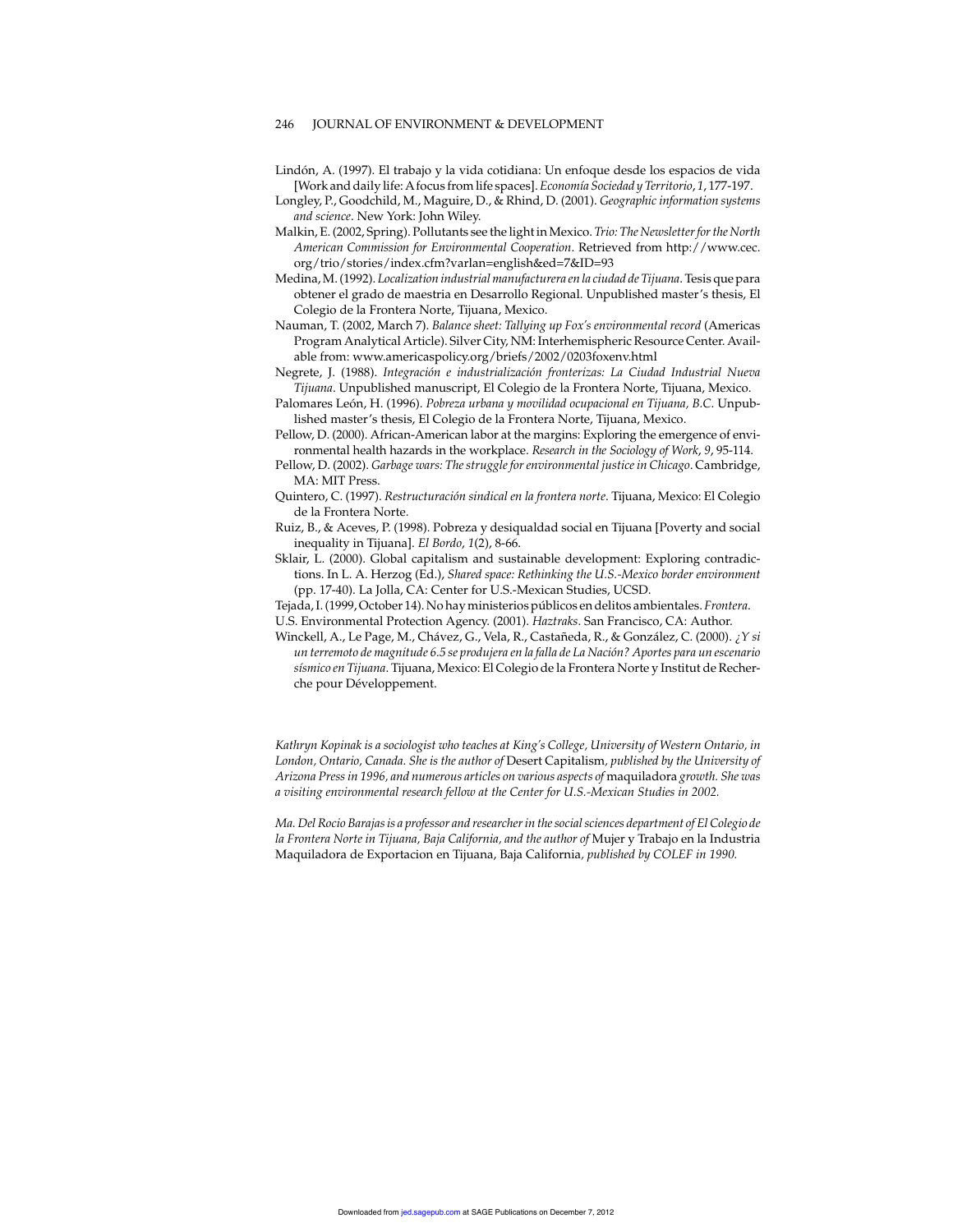Lindón, A. (1997). El trabajo y la vida cotidiana: Un enfoque desde los espacios de vida [Work and daily life: A focus from life spaces]. *Economía Sociedad y Territorio*, *1*, 177-197.

Longley, P., Goodchild, M., Maguire, D., & Rhind, D. (2001). *Geographic information systems and science*. New York: John Wiley.

Malkin, E. (2002, Spring). Pollutants see the light in Mexico. *Trio: The Newsletter for the North American Commission for Environmental Cooperation*. Retrieved from http://www.cec.org/trio/stories/index.cfm?varlan=english&ed=7&ID=93

Medina, M. (1992). *Localization industrial manufacturera en la ciudad de Tijuana*. Tesis que para obtener el grado de maestria en Desarrollo Regional. Unpublished master's thesis, El Colegio de la Frontera Norte, Tijuana, Mexico.

Nauman, T. (2002, March 7). *Balance sheet: Tallying up Fox's environmental record* (Americas Program Analytical Article). Silver City, NM: Interhemispheric Resource Center. Available from: www.americaspolicy.org/briefs/2002/0203foxenv.html

Negrete, J. (1988). *Integración e industrialización fronterizas: La Ciudad Industrial Nueva Tijuana*. Unpublished manuscript, El Colegio de la Frontera Norte, Tijuana, Mexico.

Palomares León, H. (1996). *Pobreza urbana y movilidad ocupacional en Tijuana, B.C*. Unpublished master's thesis, El Colegio de la Frontera Norte, Tijuana, Mexico.

Pellow, D. (2000). African-American labor at the margins: Exploring the emergence of environmental health hazards in the workplace. *Research in the Sociology of Work*, *9*, 95-114.

Pellow, D. (2002). *Garbage wars: The struggle for environmental justice in Chicago*. Cambridge, MA: MIT Press.

Quintero, C. (1997). *Restructuración sindical en la frontera norte*. Tijuana, Mexico: El Colegio de la Frontera Norte.

Ruiz, B., & Aceves, P. (1998). Pobreza y desiqualdad social en Tijuana [Poverty and social inequality in Tijuana]. *El Bordo*, *1*(2), 8-66.

Sklair, L. (2000). Global capitalism and sustainable development: Exploring contradictions. In L. A. Herzog (Ed.), *Shared space: Rethinking the U.S.-Mexico border environment* (pp. 17-40). La Jolla, CA: Center for U.S.-Mexican Studies, UCSD.

Tejada, I. (1999, October 14). No hay ministerios públicos en delitos ambientales. *Frontera*.

U.S. Environmental Protection Agency. (2001). *Haztraks*. San Francisco, CA: Author.

Winckell, A., Le Page, M., Chávez, G., Vela, R., Castañeda, R., & González, C. (2000). *¿Y si un terremoto de magnitude 6.5 se produjera en la falla de La Nación? Aportes para un escenario sísmico en Tijuana*. Tijuana, Mexico: El Colegio de la Frontera Norte y Institut de Recherche pour Développement.

*Kathryn Kopinak is a sociologist who teaches at King's College, University of Western Ontario, in London, Ontario, Canada. She is the author of* Desert Capitalism, *published by the University of Arizona Press in 1996, and numerous articles on various aspects of* maquiladora *growth. She was a visiting environmental research fellow at the Center for U.S.-Mexican Studies in 2002.*

*Ma. Del Rocio Barajas is a professor and researcher in the social sciences department of El Colegio de la Frontera Norte in Tijuana, Baja California, and the author of* Mujer y Trabajo en la Industria Maquiladora de Exportacion en Tijuana, Baja California, *published by COLEF in 1990.*